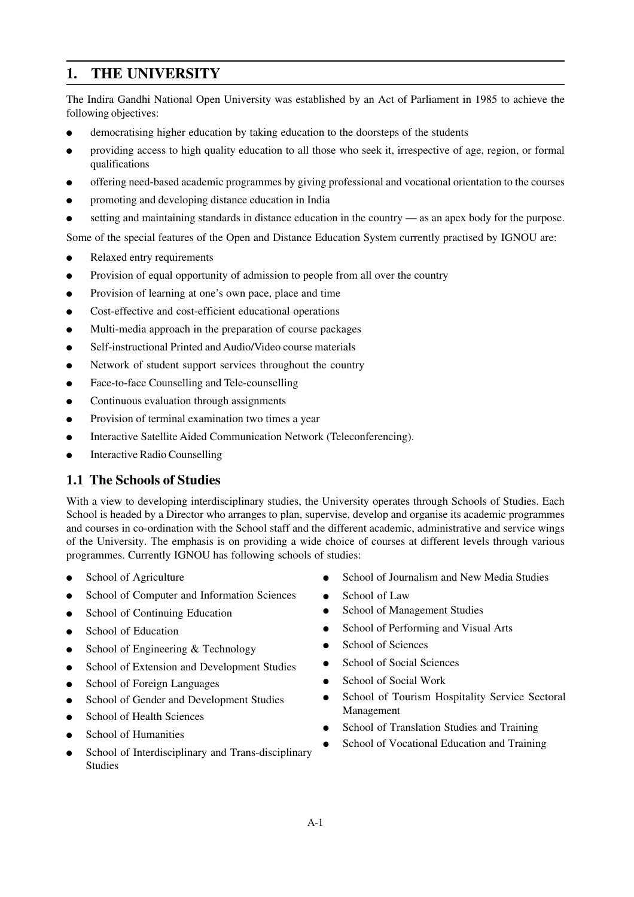# 1. THE UNIVERSITY

The Indira Gandhi National Open University was established by an Act of Parliament in 1985 to achieve the following objectives:

- democratising higher education by taking education to the doorsteps of the students
- providing access to high quality education to all those who seek it, irrespective of age, region, or formal qualifications
- offering need-based academic programmes by giving professional and vocational orientation to the courses
- promoting and developing distance education in India
- setting and maintaining standards in distance education in the country — as an apex body for the purpose.

Some of the special features of the Open and Distance Education System currently practised by IGNOU are:

- Relaxed entry requirements
- Provision of equal opportunity of admission to people from all over the country
- Provision of learning at one's own pace, place and time
- Cost-effective and cost-efficient educational operations
- Multi-media approach in the preparation of course packages
- Self-instructional Printed and Audio/Video course materials
- Network of student support services throughout the country
- Face-to-face Counselling and Tele-counselling
- Continuous evaluation through assignments
- Provision of terminal examination two times a year
- Interactive Satellite Aided Communication Network (Teleconferencing).
- Interactive Radio Counselling

## 1.1 The Schools of Studies

With a view to developing interdisciplinary studies, the University operates through Schools of Studies. Each School is headed by a Director who arranges to plan, supervise, develop and organise its academic programmes and courses in co-ordination with the School staff and the different academic, administrative and service wings of the University. The emphasis is on providing a wide choice of courses at different levels through various programmes. Currently IGNOU has following schools of studies:

- School of Agriculture
- School of Computer and Information Sciences
- School of Continuing Education
- School of Education
- School of Engineering & Technology
- School of Extension and Development Studies
- School of Foreign Languages
- School of Gender and Development Studies
- School of Health Sciences
- School of Humanities
- School of Interdisciplinary and Trans-disciplinary Studies
- School of Journalism and New Media Studies
- School of Law
- School of Management Studies
- School of Performing and Visual Arts
- School of Sciences
- School of Social Sciences
- School of Social Work
- School of Tourism Hospitality Service Sectoral Management
- School of Translation Studies and Training
- School of Vocational Education and Training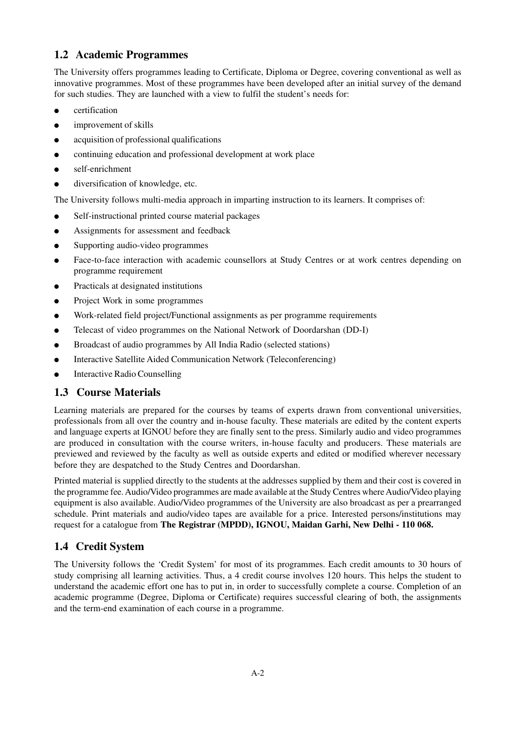## 1.2 Academic Programmes

The University offers programmes leading to Certificate, Diploma or Degree, covering conventional as well as innovative programmes. Most of these programmes have been developed after an initial survey of the demand for such studies. They are launched with a view to fulfil the student's needs for:

- certification
- improvement of skills
- acquisition of professional qualifications
- continuing education and professional development at work place
- self-enrichment
- diversification of knowledge, etc.

The University follows multi-media approach in imparting instruction to its learners. It comprises of:

- Self-instructional printed course material packages
- Assignments for assessment and feedback
- Supporting audio-video programmes
- Face-to-face interaction with academic counsellors at Study Centres or at work centres depending on programme requirement
- Practicals at designated institutions
- Project Work in some programmes
- Work-related field project/Functional assignments as per programme requirements
- Telecast of video programmes on the National Network of Doordarshan (DD-I)
- Broadcast of audio programmes by All India Radio (selected stations)
- Interactive Satellite Aided Communication Network (Teleconferencing)
- Interactive Radio Counselling

## 1.3 Course Materials

Learning materials are prepared for the courses by teams of experts drawn from conventional universities, professionals from all over the country and in-house faculty. These materials are edited by the content experts and language experts at IGNOU before they are finally sent to the press. Similarly audio and video programmes are produced in consultation with the course writers, in-house faculty and producers. These materials are previewed and reviewed by the faculty as well as outside experts and edited or modified wherever necessary before they are despatched to the Study Centres and Doordarshan.

Printed material is supplied directly to the students at the addresses supplied by them and their cost is covered in the programme fee. Audio/Video programmes are made available at the Study Centres where Audio/Video playing equipment is also available. Audio/Video programmes of the University are also broadcast as per a prearranged schedule. Print materials and audio/video tapes are available for a price. Interested persons/institutions may request for a catalogue from **The Registrar (MPDD), IGNOU, Maidan Garhi, New Delhi - 110 068.**

## 1.4 Credit System

The University follows the 'Credit System' for most of its programmes. Each credit amounts to 30 hours of study comprising all learning activities. Thus, a 4 credit course involves 120 hours. This helps the student to understand the academic effort one has to put in, in order to successfully complete a course. Completion of an academic programme (Degree, Diploma or Certificate) requires successful clearing of both, the assignments and the term-end examination of each course in a programme.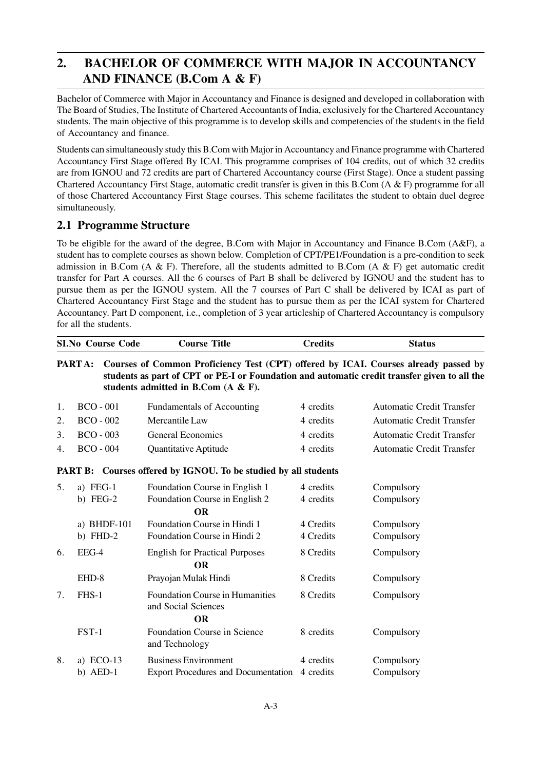## 2. BACHELOR OF COMMERCE WITH MAJOR IN ACCOUNTANCY AND FINANCE (B.Com A & F)

Bachelor of Commerce with Major in Accountancy and Finance is designed and developed in collaboration with The Board of Studies, The Institute of Chartered Accountants of India, exclusively for the Chartered Accountancy students. The main objective of this programme is to develop skills and competencies of the students in the field of Accountancy and finance.

Students can simultaneously study this B.Com with Major in Accountancy and Finance programme with Chartered Accountancy First Stage offered By ICAI. This programme comprises of 104 credits, out of which 32 credits are from IGNOU and 72 credits are part of Chartered Accountancy course (First Stage). Once a student passing Chartered Accountancy First Stage, automatic credit transfer is given in this B.Com (A & F) programme for all of those Chartered Accountancy First Stage courses. This scheme facilitates the student to obtain duel degree simultaneously.

### 2.1 Programme Structure

To be eligible for the award of the degree, B.Com with Major in Accountancy and Finance B.Com (A&F), a student has to complete courses as shown below. Completion of CPT/PE1/Foundation is a pre-condition to seek admission in B.Com (A & F). Therefore, all the students admitted to B.Com (A & F) get automatic credit transfer for Part A courses. All the 6 courses of Part B shall be delivered by IGNOU and the student has to pursue them as per the IGNOU system. All the 7 courses of Part C shall be delivered by ICAI as part of Chartered Accountancy First Stage and the student has to pursue them as per the ICAI system for Chartered Accountancy. Part D component, i.e., completion of 3 year articleship of Chartered Accountancy is compulsory for all the students.

| Sl.No | Course Code | Course Title | Credits | Status |
|---|---|---|---|---|
| **PART A:** | **Courses of Common Proficiency Test (CPT) offered by ICAI. Courses already passed by students as part of CPT or PE-I or Foundation and automatic credit transfer given to all the students admitted in B.Com (A & F).** | | | |
| 1. | BCO - 001 | Fundamentals of Accounting | 4 credits | Automatic Credit Transfer |
| 2. | BCO - 002 | Mercantile Law | 4 credits | Automatic Credit Transfer |
| 3. | BCO - 003 | General Economics | 4 credits | Automatic Credit Transfer |
| 4. | BCO - 004 | Quantitative Aptitude | 4 credits | Automatic Credit Transfer |
| **PART B:** | **Courses offered by IGNOU. To be studied by all students** | | | |
| 5. | a) FEG-1 | Foundation Course in English 1 | 4 credits | Compulsory |
| | b) FEG-2 | Foundation Course in English 2 | 4 credits | Compulsory |
| | | **OR** | | |
| | a) BHDF-101 | Foundation Course in Hindi 1 | 4 Credits | Compulsory |
| | b) FHD-2 | Foundation Course in Hindi 2 | 4 Credits | Compulsory |
| 6. | EEG-4 | English for Practical Purposes | 8 Credits | Compulsory |
| | | **OR** | | |
| | EHD-8 | Prayojan Mulak Hindi | 8 Credits | Compulsory |
| 7. | FHS-1 | Foundation Course in Humanities and Social Sciences | 8 Credits | Compulsory |
| | | **OR** | | |
| | FST-1 | Foundation Course in Science and Technology | 8 credits | Compulsory |
| 8. | a) ECO-13 | Business Environment | 4 credits | Compulsory |
| | b) AED-1 | Export Procedures and Documentation | 4 credits | Compulsory |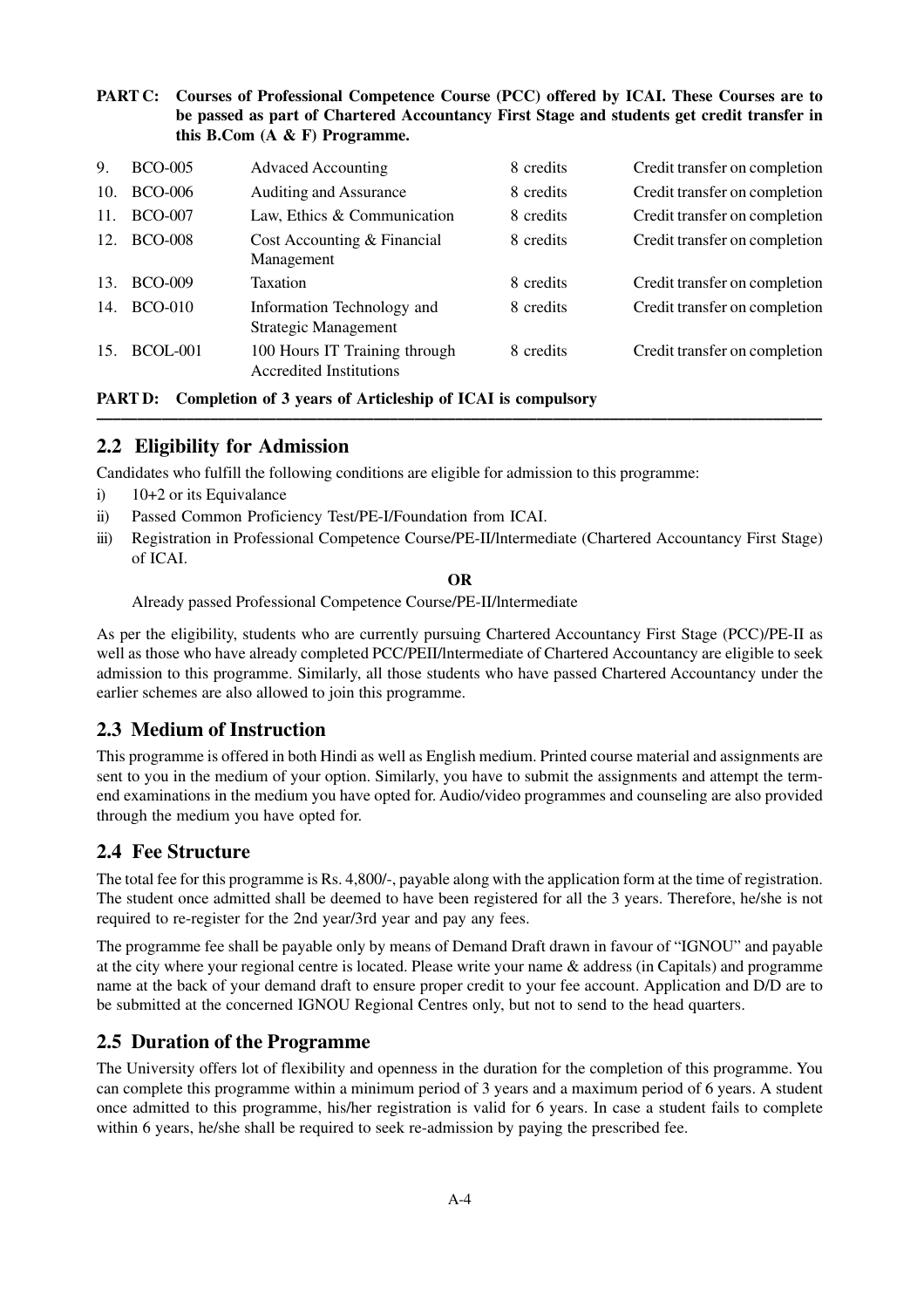**PART C: Courses of Professional Competence Course (PCC) offered by ICAI. These Courses are to be passed as part of Chartered Accountancy First Stage and students get credit transfer in this B.Com (A & F) Programme.**

| | | | | |
|---|---|---|---|---|
| 9. | BCO-005 | Advaced Accounting | 8 credits | Credit transfer on completion |
| 10. | BCO-006 | Auditing and Assurance | 8 credits | Credit transfer on completion |
| 11. | BCO-007 | Law, Ethics & Communication | 8 credits | Credit transfer on completion |
| 12. | BCO-008 | Cost Accounting & Financial Management | 8 credits | Credit transfer on completion |
| 13. | BCO-009 | Taxation | 8 credits | Credit transfer on completion |
| 14. | BCO-010 | Information Technology and Strategic Management | 8 credits | Credit transfer on completion |
| 15. | BCOL-001 | 100 Hours IT Training through Accredited Institutions | 8 credits | Credit transfer on completion |

**PART D: Completion of 3 years of Articleship of ICAI is compulsory**

## 2.2 Eligibility for Admission

Candidates who fulfill the following conditions are eligible for admission to this programme:

i) 10+2 or its Equivalance

ii) Passed Common Proficiency Test/PE-I/Foundation from ICAI.

iii) Registration in Professional Competence Course/PE-II/lntermediate (Chartered Accountancy First Stage) of ICAI.

**OR**

Already passed Professional Competence Course/PE-II/lntermediate

As per the eligibility, students who are currently pursuing Chartered Accountancy First Stage (PCC)/PE-II as well as those who have already completed PCC/PEII/lntermediate of Chartered Accountancy are eligible to seek admission to this programme. Similarly, all those students who have passed Chartered Accountancy under the earlier schemes are also allowed to join this programme.

## 2.3 Medium of Instruction

This programme is offered in both Hindi as well as English medium. Printed course material and assignments are sent to you in the medium of your option. Similarly, you have to submit the assignments and attempt the term-end examinations in the medium you have opted for. Audio/video programmes and counseling are also provided through the medium you have opted for.

## 2.4 Fee Structure

The total fee for this programme is Rs. 4,800/-, payable along with the application form at the time of registration. The student once admitted shall be deemed to have been registered for all the 3 years. Therefore, he/she is not required to re-register for the 2nd year/3rd year and pay any fees.

The programme fee shall be payable only by means of Demand Draft drawn in favour of "IGNOU" and payable at the city where your regional centre is located. Please write your name & address (in Capitals) and programme name at the back of your demand draft to ensure proper credit to your fee account. Application and D/D are to be submitted at the concerned IGNOU Regional Centres only, but not to send to the head quarters.

## 2.5 Duration of the Programme

The University offers lot of flexibility and openness in the duration for the completion of this programme. You can complete this programme within a minimum period of 3 years and a maximum period of 6 years. A student once admitted to this programme, his/her registration is valid for 6 years. In case a student fails to complete within 6 years, he/she shall be required to seek re-admission by paying the prescribed fee.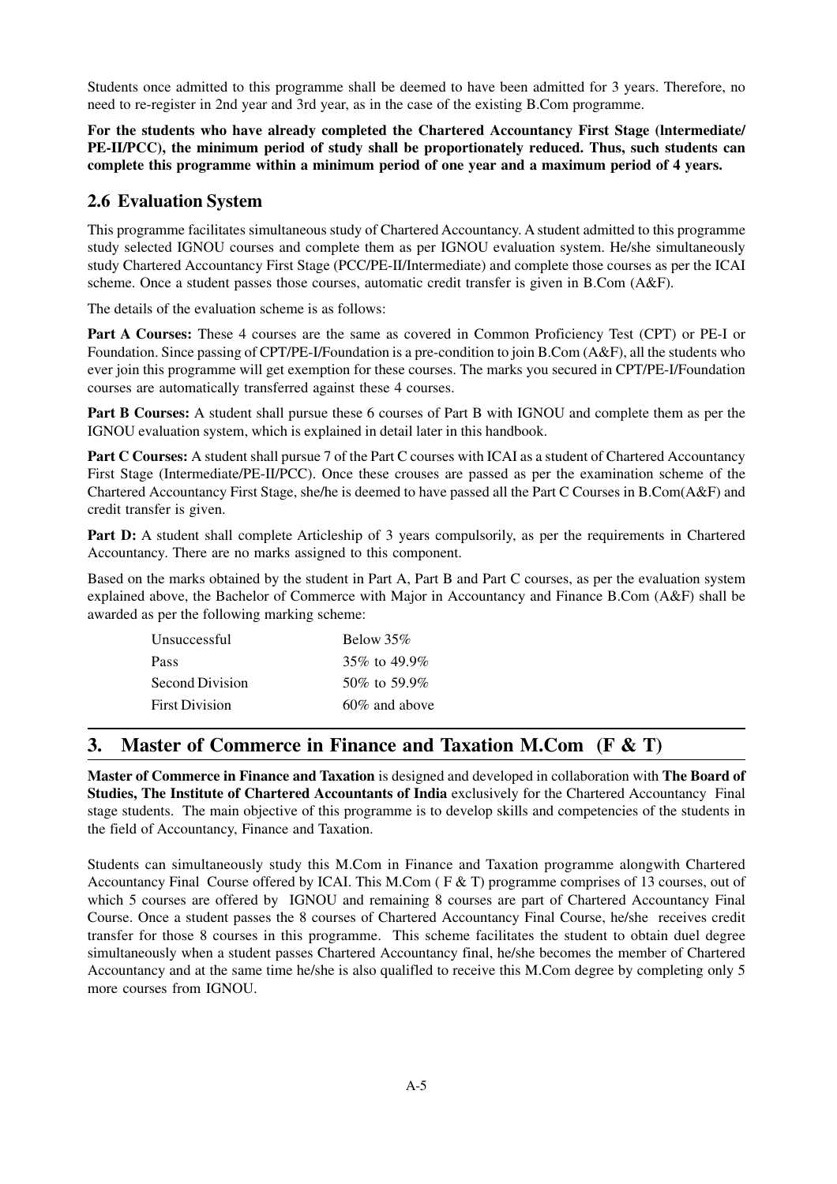Students once admitted to this programme shall be deemed to have been admitted for 3 years. Therefore, no need to re-register in 2nd year and 3rd year, as in the case of the existing B.Com programme.

**For the students who have already completed the Chartered Accountancy First Stage (lntermediate/ PE-II/PCC), the minimum period of study shall be proportionately reduced. Thus, such students can complete this programme within a minimum period of one year and a maximum period of 4 years.**

## 2.6 Evaluation System

This programme facilitates simultaneous study of Chartered Accountancy. A student admitted to this programme study selected IGNOU courses and complete them as per IGNOU evaluation system. He/she simultaneously study Chartered Accountancy First Stage (PCC/PE-II/Intermediate) and complete those courses as per the ICAI scheme. Once a student passes those courses, automatic credit transfer is given in B.Com (A&F).

The details of the evaluation scheme is as follows:

**Part A Courses:** These 4 courses are the same as covered in Common Proficiency Test (CPT) or PE-I or Foundation. Since passing of CPT/PE-I/Foundation is a pre-condition to join B.Com (A&F), all the students who ever join this programme will get exemption for these courses. The marks you secured in CPT/PE-I/Foundation courses are automatically transferred against these 4 courses.

**Part B Courses:** A student shall pursue these 6 courses of Part B with IGNOU and complete them as per the IGNOU evaluation system, which is explained in detail later in this handbook.

**Part C Courses:** A student shall pursue 7 of the Part C courses with ICAI as a student of Chartered Accountancy First Stage (Intermediate/PE-II/PCC). Once these crouses are passed as per the examination scheme of the Chartered Accountancy First Stage, she/he is deemed to have passed all the Part C Courses in B.Com(A&F) and credit transfer is given.

**Part D:** A student shall complete Articleship of 3 years compulsorily, as per the requirements in Chartered Accountancy. There are no marks assigned to this component.

Based on the marks obtained by the student in Part A, Part B and Part C courses, as per the evaluation system explained above, the Bachelor of Commerce with Major in Accountancy and Finance B.Com (A&F) shall be awarded as per the following marking scheme:

| | |
|---|---|
| Unsuccessful | Below 35% |
| Pass | 35% to 49.9% |
| Second Division | 50% to 59.9% |
| First Division | 60% and above |

# 3. Master of Commerce in Finance and Taxation M.Com (F & T)

**Master of Commerce in Finance and Taxation** is designed and developed in collaboration with **The Board of Studies, The Institute of Chartered Accountants of India** exclusively for the Chartered Accountancy Final stage students. The main objective of this programme is to develop skills and competencies of the students in the field of Accountancy, Finance and Taxation.

Students can simultaneously study this M.Com in Finance and Taxation programme alongwith Chartered Accountancy Final Course offered by ICAI. This M.Com ( F & T) programme comprises of 13 courses, out of which 5 courses are offered by IGNOU and remaining 8 courses are part of Chartered Accountancy Final Course. Once a student passes the 8 courses of Chartered Accountancy Final Course, he/she receives credit transfer for those 8 courses in this programme. This scheme facilitates the student to obtain duel degree simultaneously when a student passes Chartered Accountancy final, he/she becomes the member of Chartered Accountancy and at the same time he/she is also qualifled to receive this M.Com degree by completing only 5 more courses from IGNOU.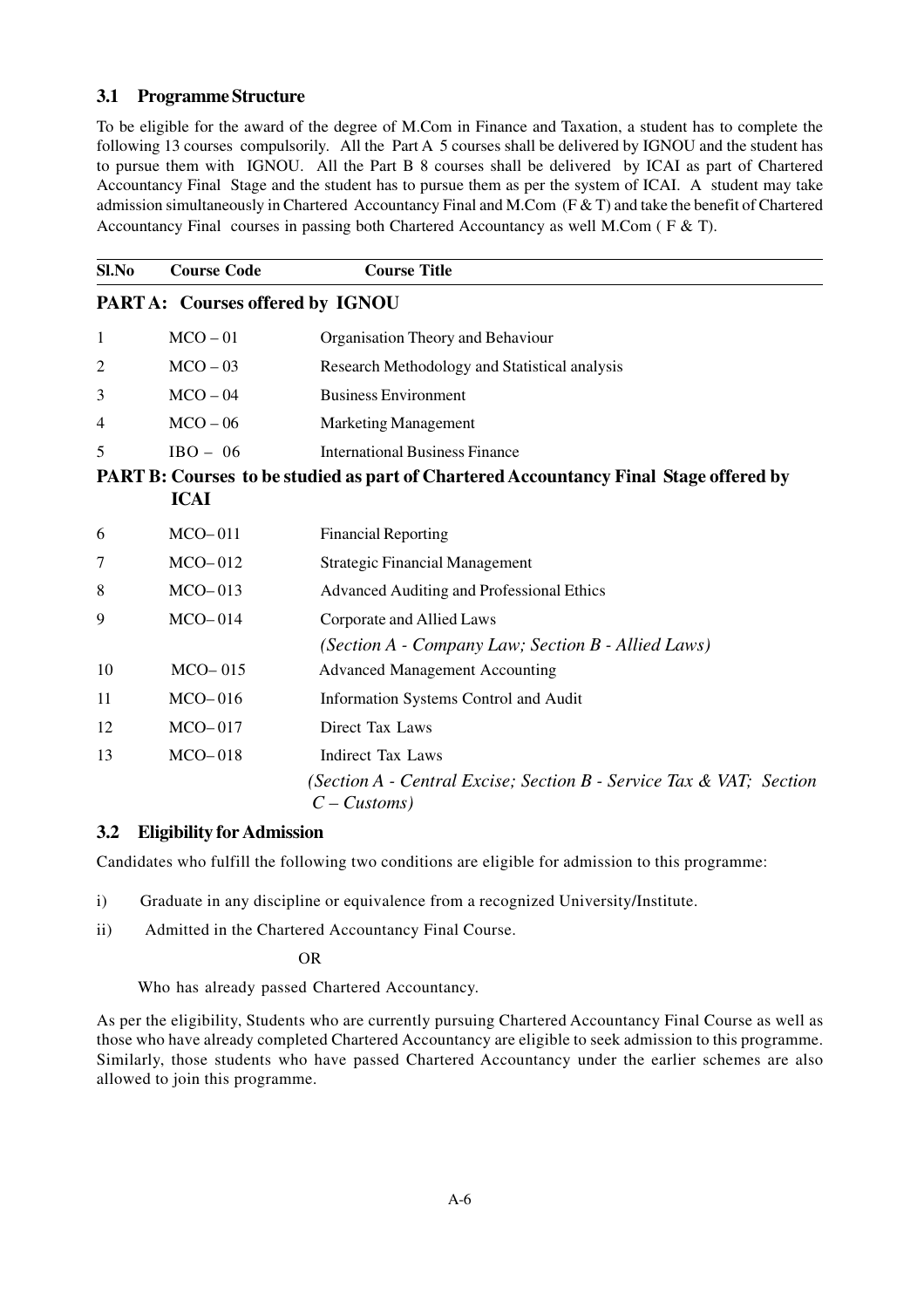### 3.1 Programme Structure

To be eligible for the award of the degree of M.Com in Finance and Taxation, a student has to complete the following 13 courses compulsorily. All the Part A 5 courses shall be delivered by IGNOU and the student has to pursue them with IGNOU. All the Part B 8 courses shall be delivered by ICAI as part of Chartered Accountancy Final Stage and the student has to pursue them as per the system of ICAI. A student may take admission simultaneously in Chartered Accountancy Final and M.Com (F & T) and take the benefit of Chartered Accountancy Final courses in passing both Chartered Accountancy as well M.Com ( F & T).

| Sl.No | Course Code | Course Title |
|---|---|---|
| **PART A: Courses offered by IGNOU** | | |
| 1 | MCO – 01 | Organisation Theory and Behaviour |
| 2 | MCO – 03 | Research Methodology and Statistical analysis |
| 3 | MCO – 04 | Business Environment |
| 4 | MCO – 06 | Marketing Management |
| 5 | IBO – 06 | International Business Finance |
| **PART B: Courses to be studied as part of Chartered Accountancy Final Stage offered by ICAI** | | |
| 6 | MCO– 011 | Financial Reporting |
| 7 | MCO– 012 | Strategic Financial Management |
| 8 | MCO– 013 | Advanced Auditing and Professional Ethics |
| 9 | MCO– 014 | Corporate and Allied Laws *(Section A - Company Law; Section B - Allied Laws)* |
| 10 | MCO– 015 | Advanced Management Accounting |
| 11 | MCO– 016 | Information Systems Control and Audit |
| 12 | MCO– 017 | Direct Tax Laws |
| 13 | MCO– 018 | Indirect Tax Laws *(Section A - Central Excise; Section B - Service Tax & VAT; Section C – Customs)* |

### 3.2 Eligibility for Admission

Candidates who fulfill the following two conditions are eligible for admission to this programme:

i) Graduate in any discipline or equivalence from a recognized University/Institute.

ii) Admitted in the Chartered Accountancy Final Course.

OR

Who has already passed Chartered Accountancy.

As per the eligibility, Students who are currently pursuing Chartered Accountancy Final Course as well as those who have already completed Chartered Accountancy are eligible to seek admission to this programme. Similarly, those students who have passed Chartered Accountancy under the earlier schemes are also allowed to join this programme.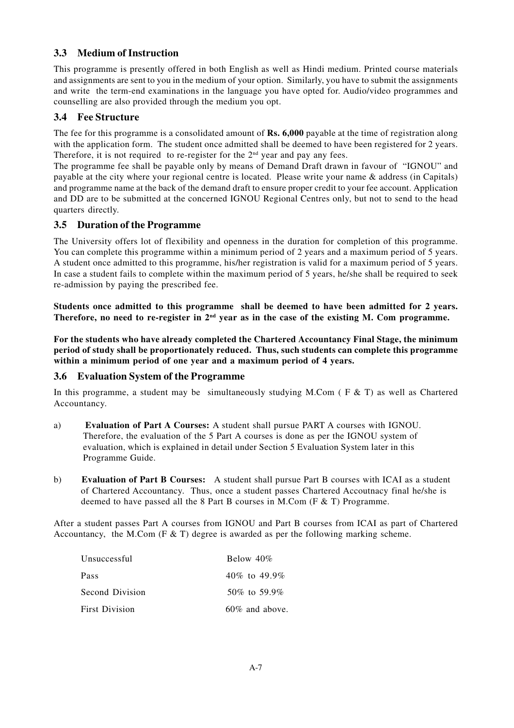### 3.3 Medium of Instruction

This programme is presently offered in both English as well as Hindi medium. Printed course materials and assignments are sent to you in the medium of your option. Similarly, you have to submit the assignments and write the term-end examinations in the language you have opted for. Audio/video programmes and counselling are also provided through the medium you opt.

### 3.4 Fee Structure

The fee for this programme is a consolidated amount of **Rs. 6,000** payable at the time of registration along with the application form. The student once admitted shall be deemed to have been registered for 2 years. Therefore, it is not required to re-register for the 2nd year and pay any fees.

The programme fee shall be payable only by means of Demand Draft drawn in favour of "IGNOU" and payable at the city where your regional centre is located. Please write your name & address (in Capitals) and programme name at the back of the demand draft to ensure proper credit to your fee account. Application and DD are to be submitted at the concerned IGNOU Regional Centres only, but not to send to the head quarters directly.

### 3.5 Duration of the Programme

The University offers lot of flexibility and openness in the duration for completion of this programme. You can complete this programme within a minimum period of 2 years and a maximum period of 5 years. A student once admitted to this programme, his/her registration is valid for a maximum period of 5 years. In case a student fails to complete within the maximum period of 5 years, he/she shall be required to seek re-admission by paying the prescribed fee.

**Students once admitted to this programme shall be deemed to have been admitted for 2 years. Therefore, no need to re-register in 2nd year as in the case of the existing M. Com programme.**

**For the students who have already completed the Chartered Accountancy Final Stage, the minimum period of study shall be proportionately reduced. Thus, such students can complete this programme within a minimum period of one year and a maximum period of 4 years.**

### 3.6 Evaluation System of the Programme

In this programme, a student may be simultaneously studying M.Com ( F & T) as well as Chartered Accountancy.

a) **Evaluation of Part A Courses:** A student shall pursue PART A courses with IGNOU. Therefore, the evaluation of the 5 Part A courses is done as per the IGNOU system of evaluation, which is explained in detail under Section 5 Evaluation System later in this Programme Guide.

b) **Evaluation of Part B Courses:** A student shall pursue Part B courses with ICAI as a student of Chartered Accountancy. Thus, once a student passes Chartered Accoutnacy final he/she is deemed to have passed all the 8 Part B courses in M.Com (F & T) Programme.

After a student passes Part A courses from IGNOU and Part B courses from ICAI as part of Chartered Accountancy, the M.Com (F & T) degree is awarded as per the following marking scheme.

| | |
|---|---|
| Unsuccessful | Below 40% |
| Pass | 40% to 49.9% |
| Second Division | 50% to 59.9% |
| First Division | 60% and above. |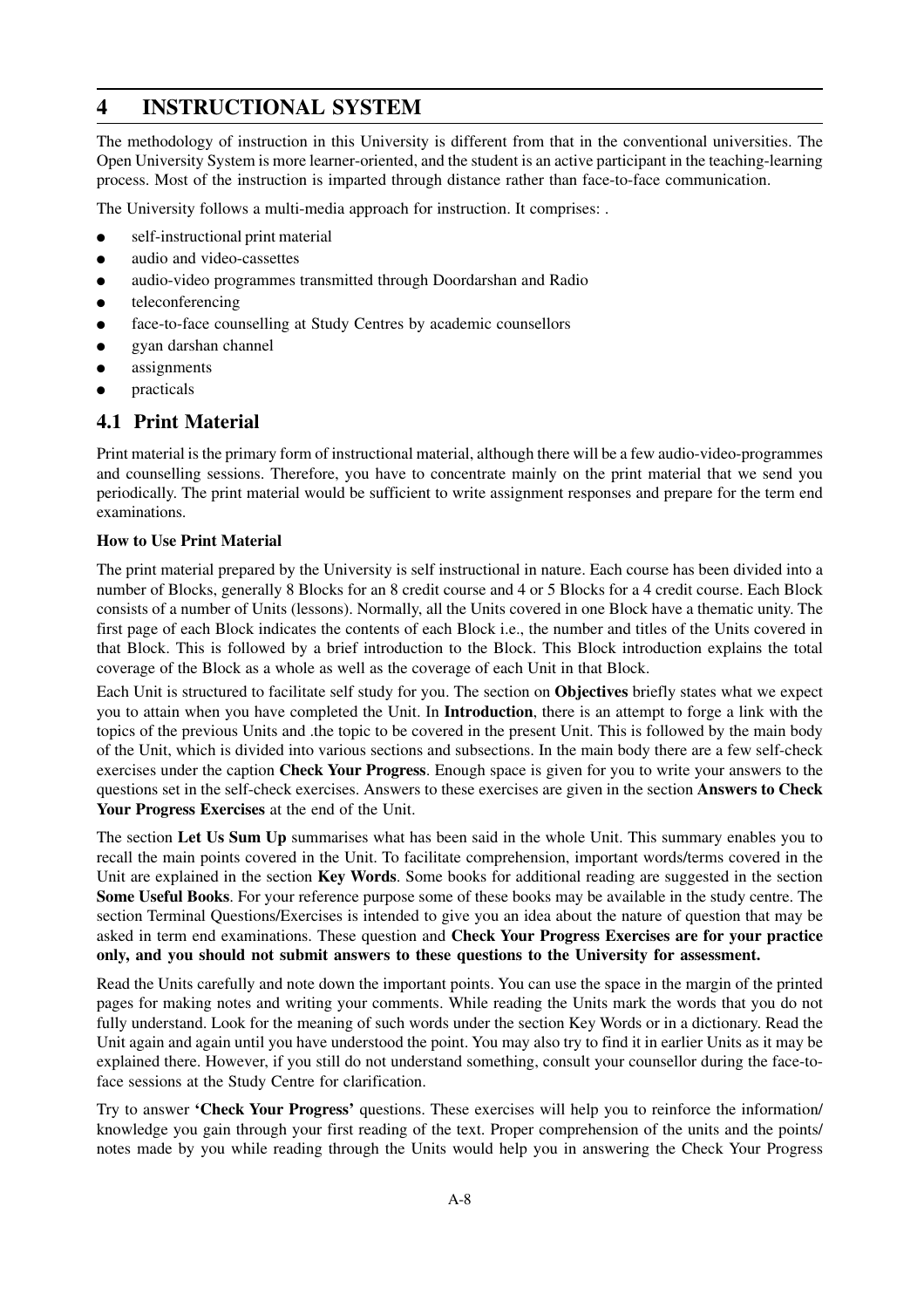## 4 INSTRUCTIONAL SYSTEM

The methodology of instruction in this University is different from that in the conventional universities. The Open University System is more learner-oriented, and the student is an active participant in the teaching-learning process. Most of the instruction is imparted through distance rather than face-to-face communication.

The University follows a multi-media approach for instruction. It comprises: .

- self-instructional print material
- audio and video-cassettes
- audio-video programmes transmitted through Doordarshan and Radio
- teleconferencing
- face-to-face counselling at Study Centres by academic counsellors
- gyan darshan channel
- assignments
- practicals

### 4.1 Print Material

Print material is the primary form of instructional material, although there will be a few audio-video-programmes and counselling sessions. Therefore, you have to concentrate mainly on the print material that we send you periodically. The print material would be sufficient to write assignment responses and prepare for the term end examinations.

**How to Use Print Material**

The print material prepared by the University is self instructional in nature. Each course has been divided into a number of Blocks, generally 8 Blocks for an 8 credit course and 4 or 5 Blocks for a 4 credit course. Each Block consists of a number of Units (lessons). Normally, all the Units covered in one Block have a thematic unity. The first page of each Block indicates the contents of each Block i.e., the number and titles of the Units covered in that Block. This is followed by a brief introduction to the Block. This Block introduction explains the total coverage of the Block as a whole as well as the coverage of each Unit in that Block.

Each Unit is structured to facilitate self study for you. The section on **Objectives** briefly states what we expect you to attain when you have completed the Unit. In **Introduction**, there is an attempt to forge a link with the topics of the previous Units and .the topic to be covered in the present Unit. This is followed by the main body of the Unit, which is divided into various sections and subsections. In the main body there are a few self-check exercises under the caption **Check Your Progress**. Enough space is given for you to write your answers to the questions set in the self-check exercises. Answers to these exercises are given in the section **Answers to Check Your Progress Exercises** at the end of the Unit.

The section **Let Us Sum Up** summarises what has been said in the whole Unit. This summary enables you to recall the main points covered in the Unit. To facilitate comprehension, important words/terms covered in the Unit are explained in the section **Key Words**. Some books for additional reading are suggested in the section **Some Useful Books**. For your reference purpose some of these books may be available in the study centre. The section Terminal Questions/Exercises is intended to give you an idea about the nature of question that may be asked in term end examinations. These question and **Check Your Progress Exercises are for your practice only, and you should not submit answers to these questions to the University for assessment.**

Read the Units carefully and note down the important points. You can use the space in the margin of the printed pages for making notes and writing your comments. While reading the Units mark the words that you do not fully understand. Look for the meaning of such words under the section Key Words or in a dictionary. Read the Unit again and again until you have understood the point. You may also try to find it in earlier Units as it may be explained there. However, if you still do not understand something, consult your counsellor during the face-to-face sessions at the Study Centre for clarification.

Try to answer **'Check Your Progress'** questions. These exercises will help you to reinforce the information/ knowledge you gain through your first reading of the text. Proper comprehension of the units and the points/ notes made by you while reading through the Units would help you in answering the Check Your Progress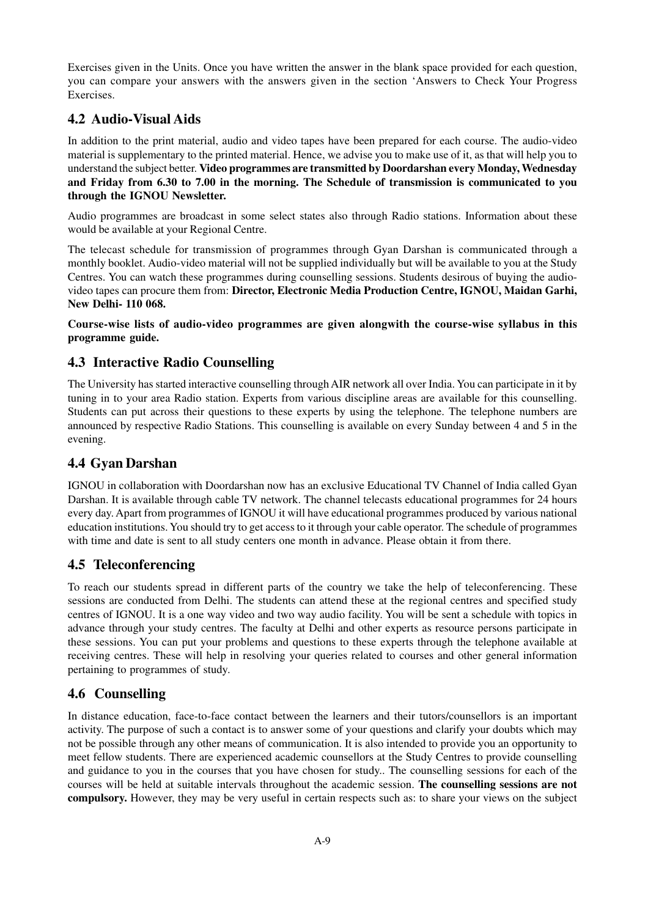Exercises given in the Units. Once you have written the answer in the blank space provided for each question, you can compare your answers with the answers given in the section 'Answers to Check Your Progress Exercises.

## 4.2 Audio-Visual Aids

In addition to the print material, audio and video tapes have been prepared for each course. The audio-video material is supplementary to the printed material. Hence, we advise you to make use of it, as that will help you to understand the subject better. **Video programmes are transmitted by Doordarshan every Monday, Wednesday and Friday from 6.30 to 7.00 in the morning. The Schedule of transmission is communicated to you through the IGNOU Newsletter.**

Audio programmes are broadcast in some select states also through Radio stations. Information about these would be available at your Regional Centre.

The telecast schedule for transmission of programmes through Gyan Darshan is communicated through a monthly booklet. Audio-video material will not be supplied individually but will be available to you at the Study Centres. You can watch these programmes during counselling sessions. Students desirous of buying the audio-video tapes can procure them from: **Director, Electronic Media Production Centre, IGNOU, Maidan Garhi, New Delhi- 110 068.**

**Course-wise lists of audio-video programmes are given alongwith the course-wise syllabus in this programme guide.**

## 4.3 Interactive Radio Counselling

The University has started interactive counselling through AIR network all over India. You can participate in it by tuning in to your area Radio station. Experts from various discipline areas are available for this counselling. Students can put across their questions to these experts by using the telephone. The telephone numbers are announced by respective Radio Stations. This counselling is available on every Sunday between 4 and 5 in the evening.

## 4.4 Gyan Darshan

IGNOU in collaboration with Doordarshan now has an exclusive Educational TV Channel of India called Gyan Darshan. It is available through cable TV network. The channel telecasts educational programmes for 24 hours every day. Apart from programmes of IGNOU it will have educational programmes produced by various national education institutions. You should try to get access to it through your cable operator. The schedule of programmes with time and date is sent to all study centers one month in advance. Please obtain it from there.

## 4.5 Teleconferencing

To reach our students spread in different parts of the country we take the help of teleconferencing. These sessions are conducted from Delhi. The students can attend these at the regional centres and specified study centres of IGNOU. It is a one way video and two way audio facility. You will be sent a schedule with topics in advance through your study centres. The faculty at Delhi and other experts as resource persons participate in these sessions. You can put your problems and questions to these experts through the telephone available at receiving centres. These will help in resolving your queries related to courses and other general information pertaining to programmes of study.

## 4.6 Counselling

In distance education, face-to-face contact between the learners and their tutors/counsellors is an important activity. The purpose of such a contact is to answer some of your questions and clarify your doubts which may not be possible through any other means of communication. It is also intended to provide you an opportunity to meet fellow students. There are experienced academic counsellors at the Study Centres to provide counselling and guidance to you in the courses that you have chosen for study.. The counselling sessions for each of the courses will be held at suitable intervals throughout the academic session. **The counselling sessions are not compulsory.** However, they may be very useful in certain respects such as: to share your views on the subject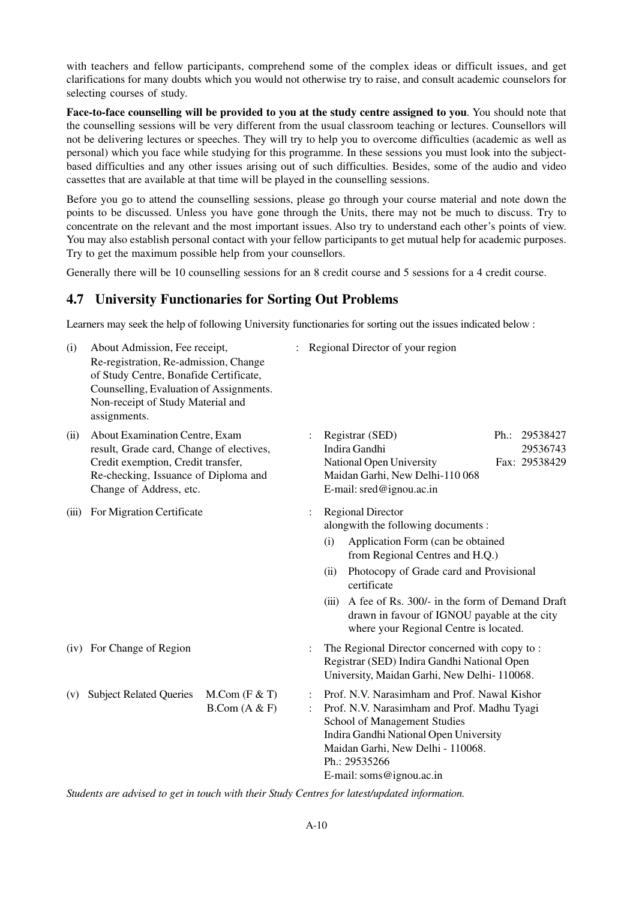with teachers and fellow participants, comprehend some of the complex ideas or difficult issues, and get clarifications for many doubts which you would not otherwise try to raise, and consult academic counselors for selecting courses of study.

**Face-to-face counselling will be provided to you at the study centre assigned to you**. You should note that the counselling sessions will be very different from the usual classroom teaching or lectures. Counsellors will not be delivering lectures or speeches. They will try to help you to overcome difficulties (academic as well as personal) which you face while studying for this programme. In these sessions you must look into the subject-based difficulties and any other issues arising out of such difficulties. Besides, some of the audio and video cassettes that are available at that time will be played in the counselling sessions.

Before you go to attend the counselling sessions, please go through your course material and note down the points to be discussed. Unless you have gone through the Units, there may not be much to discuss. Try to concentrate on the relevant and the most important issues. Also try to understand each other's points of view. You may also establish personal contact with your fellow participants to get mutual help for academic purposes. Try to get the maximum possible help from your counsellors.

Generally there will be 10 counselling sessions for an 8 credit course and 5 sessions for a 4 credit course.

## 4.7 University Functionaries for Sorting Out Problems

Learners may seek the help of following University functionaries for sorting out the issues indicated below :

(i) About Admission, Fee receipt, Re-registration, Re-admission, Change of Study Centre, Bonafide Certificate, Counselling, Evaluation of Assignments. Non-receipt of Study Material and assignments.
: Regional Director of your region

(ii) About Examination Centre, Exam result, Grade card, Change of electives, Credit exemption, Credit transfer, Re-checking, Issuance of Diploma and Change of Address, etc.
: Registrar (SED)
Indira Gandhi
National Open University
Maidan Garhi, New Delhi-110 068
E-mail: sred@ignou.ac.in
Ph.: 29538427
29536743
Fax: 29538429

(iii) For Migration Certificate
: Regional Director
alongwith the following documents :

   (i) Application Form (can be obtained from Regional Centres and H.Q.)
   (ii) Photocopy of Grade card and Provisional certificate
   (iii) A fee of Rs. 300/- in the form of Demand Draft drawn in favour of IGNOU payable at the city where your Regional Centre is located.

(iv) For Change of Region
: The Regional Director concerned with copy to : Registrar (SED) Indira Gandhi National Open University, Maidan Garhi, New Delhi- 110068.

(v) Subject Related Queries
M.Com (F & T) : Prof. N.V. Narasimham and Prof. Nawal Kishor
B.Com (A & F) : Prof. N.V. Narasimham and Prof. Madhu Tyagi
School of Management Studies
Indira Gandhi National Open University
Maidan Garhi, New Delhi - 110068.
Ph.: 29535266
E-mail: soms@ignou.ac.in

*Students are advised to get in touch with their Study Centres for latest/updated information.*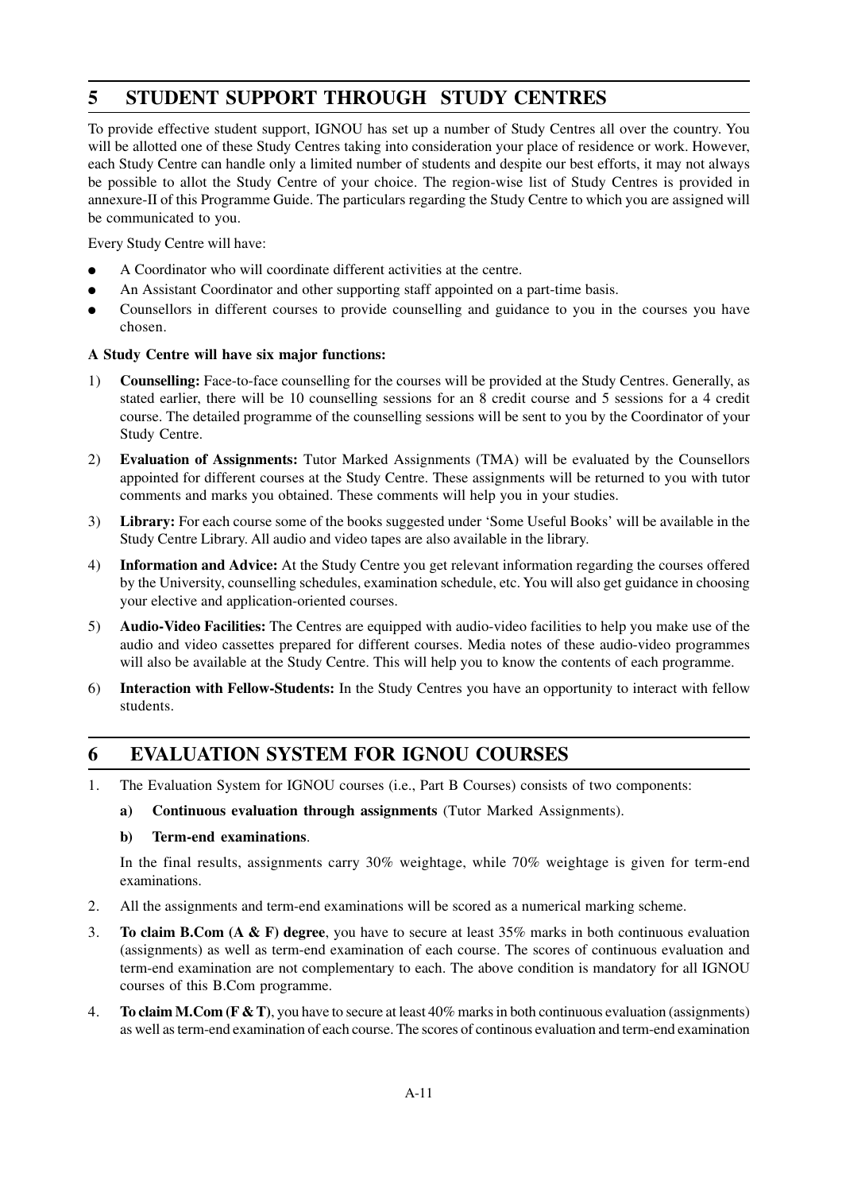## 5 STUDENT SUPPORT THROUGH STUDY CENTRES

To provide effective student support, IGNOU has set up a number of Study Centres all over the country. You will be allotted one of these Study Centres taking into consideration your place of residence or work. However, each Study Centre can handle only a limited number of students and despite our best efforts, it may not always be possible to allot the Study Centre of your choice. The region-wise list of Study Centres is provided in annexure-II of this Programme Guide. The particulars regarding the Study Centre to which you are assigned will be communicated to you.

Every Study Centre will have:

- A Coordinator who will coordinate different activities at the centre.
- An Assistant Coordinator and other supporting staff appointed on a part-time basis.
- Counsellors in different courses to provide counselling and guidance to you in the courses you have chosen.

**A Study Centre will have six major functions:**

1) **Counselling:** Face-to-face counselling for the courses will be provided at the Study Centres. Generally, as stated earlier, there will be 10 counselling sessions for an 8 credit course and 5 sessions for a 4 credit course. The detailed programme of the counselling sessions will be sent to you by the Coordinator of your Study Centre.
2) **Evaluation of Assignments:** Tutor Marked Assignments (TMA) will be evaluated by the Counsellors appointed for different courses at the Study Centre. These assignments will be returned to you with tutor comments and marks you obtained. These comments will help you in your studies.
3) **Library:** For each course some of the books suggested under 'Some Useful Books' will be available in the Study Centre Library. All audio and video tapes are also available in the library.
4) **Information and Advice:** At the Study Centre you get relevant information regarding the courses offered by the University, counselling schedules, examination schedule, etc. You will also get guidance in choosing your elective and application-oriented courses.
5) **Audio-Video Facilities:** The Centres are equipped with audio-video facilities to help you make use of the audio and video cassettes prepared for different courses. Media notes of these audio-video programmes will also be available at the Study Centre. This will help you to know the contents of each programme.
6) **Interaction with Fellow-Students:** In the Study Centres you have an opportunity to interact with fellow students.

## 6 EVALUATION SYSTEM FOR IGNOU COURSES

1. The Evaluation System for IGNOU courses (i.e., Part B Courses) consists of two components:

   **a) Continuous evaluation through assignments** (Tutor Marked Assignments).

   **b) Term-end examinations**.

   In the final results, assignments carry 30% weightage, while 70% weightage is given for term-end examinations.

2. All the assignments and term-end examinations will be scored as a numerical marking scheme.
3. **To claim B.Com (A & F) degree**, you have to secure at least 35% marks in both continuous evaluation (assignments) as well as term-end examination of each course. The scores of continuous evaluation and term-end examination are not complementary to each. The above condition is mandatory for all IGNOU courses of this B.Com programme.
4. **To claim M.Com (F & T)**, you have to secure at least 40% marks in both continuous evaluation (assignments) as well as term-end examination of each course. The scores of continous evaluation and term-end examination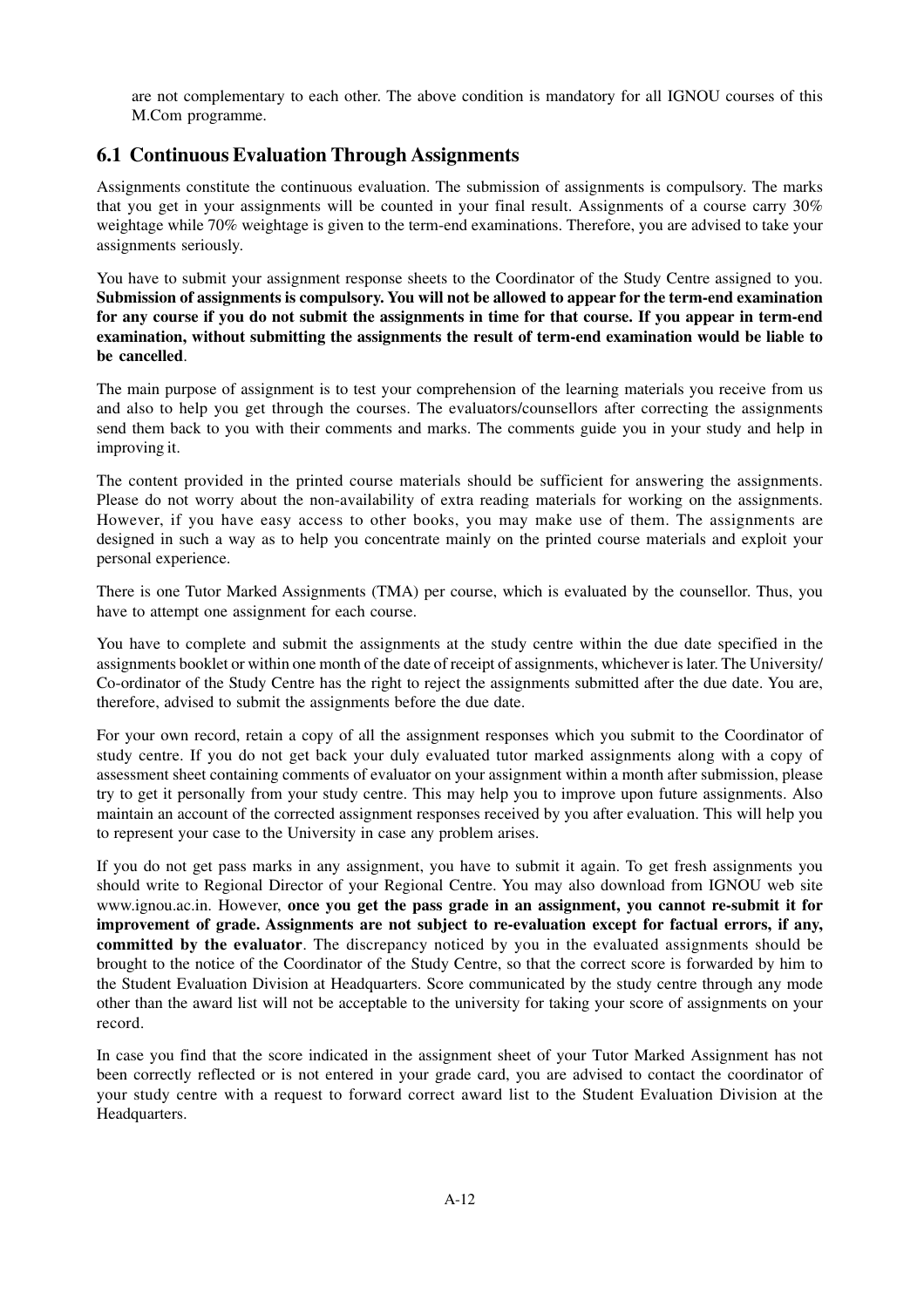are not complementary to each other. The above condition is mandatory for all IGNOU courses of this M.Com programme.

## 6.1 Continuous Evaluation Through Assignments

Assignments constitute the continuous evaluation. The submission of assignments is compulsory. The marks that you get in your assignments will be counted in your final result. Assignments of a course carry 30% weightage while 70% weightage is given to the term-end examinations. Therefore, you are advised to take your assignments seriously.

You have to submit your assignment response sheets to the Coordinator of the Study Centre assigned to you. **Submission of assignments is compulsory. You will not be allowed to appear for the term-end examination for any course if you do not submit the assignments in time for that course. If you appear in term-end examination, without submitting the assignments the result of term-end examination would be liable to be cancelled**.

The main purpose of assignment is to test your comprehension of the learning materials you receive from us and also to help you get through the courses. The evaluators/counsellors after correcting the assignments send them back to you with their comments and marks. The comments guide you in your study and help in improving it.

The content provided in the printed course materials should be sufficient for answering the assignments. Please do not worry about the non-availability of extra reading materials for working on the assignments. However, if you have easy access to other books, you may make use of them. The assignments are designed in such a way as to help you concentrate mainly on the printed course materials and exploit your personal experience.

There is one Tutor Marked Assignments (TMA) per course, which is evaluated by the counsellor. Thus, you have to attempt one assignment for each course.

You have to complete and submit the assignments at the study centre within the due date specified in the assignments booklet or within one month of the date of receipt of assignments, whichever is later. The University/ Co-ordinator of the Study Centre has the right to reject the assignments submitted after the due date. You are, therefore, advised to submit the assignments before the due date.

For your own record, retain a copy of all the assignment responses which you submit to the Coordinator of study centre. If you do not get back your duly evaluated tutor marked assignments along with a copy of assessment sheet containing comments of evaluator on your assignment within a month after submission, please try to get it personally from your study centre. This may help you to improve upon future assignments. Also maintain an account of the corrected assignment responses received by you after evaluation. This will help you to represent your case to the University in case any problem arises.

If you do not get pass marks in any assignment, you have to submit it again. To get fresh assignments you should write to Regional Director of your Regional Centre. You may also download from IGNOU web site www.ignou.ac.in. However, **once you get the pass grade in an assignment, you cannot re-submit it for improvement of grade. Assignments are not subject to re-evaluation except for factual errors, if any, committed by the evaluator**. The discrepancy noticed by you in the evaluated assignments should be brought to the notice of the Coordinator of the Study Centre, so that the correct score is forwarded by him to the Student Evaluation Division at Headquarters. Score communicated by the study centre through any mode other than the award list will not be acceptable to the university for taking your score of assignments on your record.

In case you find that the score indicated in the assignment sheet of your Tutor Marked Assignment has not been correctly reflected or is not entered in your grade card, you are advised to contact the coordinator of your study centre with a request to forward correct award list to the Student Evaluation Division at the Headquarters.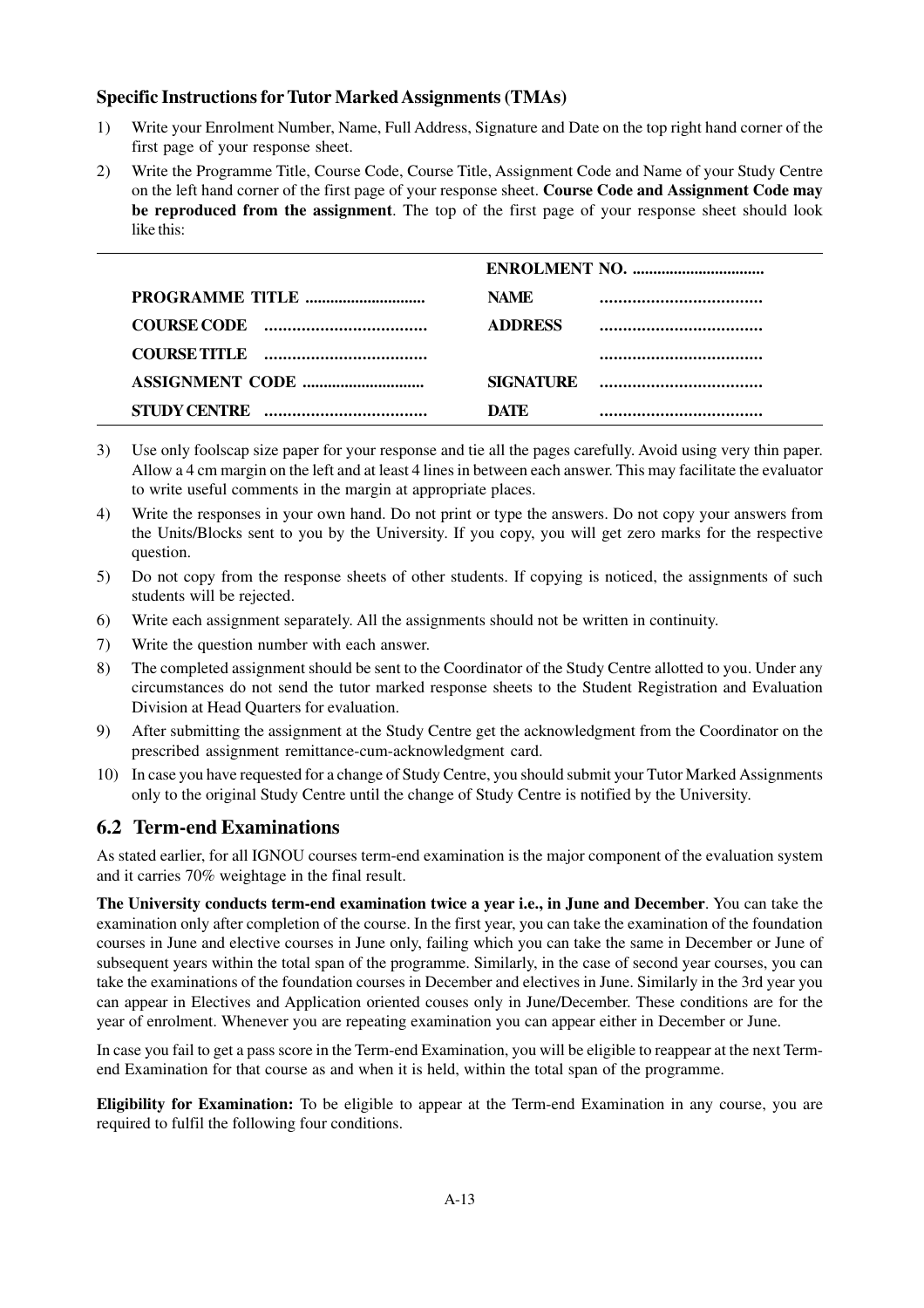### Specific Instructions for Tutor Marked Assignments (TMAs)

1) Write your Enrolment Number, Name, Full Address, Signature and Date on the top right hand corner of the first page of your response sheet.

2) Write the Programme Title, Course Code, Course Title, Assignment Code and Name of your Study Centre on the left hand corner of the first page of your response sheet. **Course Code and Assignment Code may be reproduced from the assignment**. The top of the first page of your response sheet should look like this:

| | ENROLMENT NO. ................................ |
|---|---|
| **PROGRAMME TITLE** ............................ | **NAME** .................................. |
| **COURSE CODE** .................................. | **ADDRESS** .................................. |
| **COURSE TITLE** .................................. | .................................. |
| **ASSIGNMENT CODE** ............................ | **SIGNATURE** .................................. |
| **STUDY CENTRE** .................................. | **DATE** .................................. |

3) Use only foolscap size paper for your response and tie all the pages carefully. Avoid using very thin paper. Allow a 4 cm margin on the left and at least 4 lines in between each answer. This may facilitate the evaluator to write useful comments in the margin at appropriate places.

4) Write the responses in your own hand. Do not print or type the answers. Do not copy your answers from the Units/Blocks sent to you by the University. If you copy, you will get zero marks for the respective question.

5) Do not copy from the response sheets of other students. If copying is noticed, the assignments of such students will be rejected.

6) Write each assignment separately. All the assignments should not be written in continuity.

7) Write the question number with each answer.

8) The completed assignment should be sent to the Coordinator of the Study Centre allotted to you. Under any circumstances do not send the tutor marked response sheets to the Student Registration and Evaluation Division at Head Quarters for evaluation.

9) After submitting the assignment at the Study Centre get the acknowledgment from the Coordinator on the prescribed assignment remittance-cum-acknowledgment card.

10) In case you have requested for a change of Study Centre, you should submit your Tutor Marked Assignments only to the original Study Centre until the change of Study Centre is notified by the University.

## 6.2 Term-end Examinations

As stated earlier, for all IGNOU courses term-end examination is the major component of the evaluation system and it carries 70% weightage in the final result.

**The University conducts term-end examination twice a year i.e., in June and December**. You can take the examination only after completion of the course. In the first year, you can take the examination of the foundation courses in June and elective courses in June only, failing which you can take the same in December or June of subsequent years within the total span of the programme. Similarly, in the case of second year courses, you can take the examinations of the foundation courses in December and electives in June. Similarly in the 3rd year you can appear in Electives and Application oriented couses only in June/December. These conditions are for the year of enrolment. Whenever you are repeating examination you can appear either in December or June.

In case you fail to get a pass score in the Term-end Examination, you will be eligible to reappear at the next Term-end Examination for that course as and when it is held, within the total span of the programme.

**Eligibility for Examination:** To be eligible to appear at the Term-end Examination in any course, you are required to fulfil the following four conditions.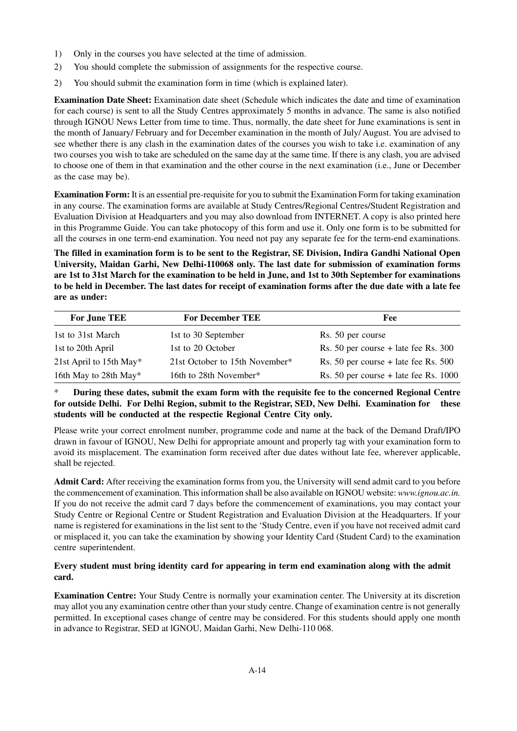1) Only in the courses you have selected at the time of admission.
2) You should complete the submission of assignments for the respective course.
2) You should submit the examination form in time (which is explained later).

**Examination Date Sheet:** Examination date sheet (Schedule which indicates the date and time of examination for each course) is sent to all the Study Centres approximately 5 months in advance. The same is also notified through IGNOU News Letter from time to time. Thus, normally, the date sheet for June examinations is sent in the month of January/ February and for December examination in the month of July/ August. You are advised to see whether there is any clash in the examination dates of the courses you wish to take i.e. examination of any two courses you wish to take are scheduled on the same day at the same time. If there is any clash, you are advised to choose one of them in that examination and the other course in the next examination (i.e., June or December as the case may be).

**Examination Form:** It is an essential pre-requisite for you to submit the Examination Form for taking examination in any course. The examination forms are available at Study Centres/Regional Centres/Student Registration and Evaluation Division at Headquarters and you may also download from INTERNET. A copy is also printed here in this Programme Guide. You can take photocopy of this form and use it. Only one form is to be submitted for all the courses in one term-end examination. You need not pay any separate fee for the term-end examinations.

**The filled in examination form is to be sent to the Registrar, SE Division, Indira Gandhi National Open University, Maidan Garhi, New Delhi-110068 only. The last date for submission of examination forms are 1st to 31st March for the examination to be held in June, and 1st to 30th September for examinations to be held in December. The last dates for receipt of examination forms after the due date with a late fee are as under:**

| For June TEE | For December TEE | Fee |
|---|---|---|
| 1st to 31st March | 1st to 30 September | Rs. 50 per course |
| 1st to 20th April | 1st to 20 October | Rs. 50 per course + late fee Rs. 300 |
| 21st April to 15th May* | 21st October to 15th November* | Rs. 50 per course + late fee Rs. 500 |
| 16th May to 28th May* | 16th to 28th November* | Rs. 50 per course + late fee Rs. 1000 |

\* **During these dates, submit the exam form with the requisite fee to the concerned Regional Centre for outside Delhi. For Delhi Region, submit to the Registrar, SED, New Delhi. Examination for these students will be conducted at the respectie Regional Centre City only.**

Please write your correct enrolment number, programme code and name at the back of the Demand Draft/IPO drawn in favour of IGNOU, New Delhi for appropriate amount and properly tag with your examination form to avoid its misplacement. The examination form received after due dates without late fee, wherever applicable, shall be rejected.

**Admit Card:** After receiving the examination forms from you, the University will send admit card to you before the commencement of examination. This information shall be also available on IGNOU website: *www.ignou.ac.in.* If you do not receive the admit card 7 days before the commencement of examinations, you may contact your Study Centre or Regional Centre or Student Registration and Evaluation Division at the Headquarters. If your name is registered for examinations in the list sent to the 'Study Centre, even if you have not received admit card or misplaced it, you can take the examination by showing your Identity Card (Student Card) to the examination centre superintendent.

**Every student must bring identity card for appearing in term end examination along with the admit card.**

**Examination Centre:** Your Study Centre is normally your examination center. The University at its discretion may allot you any examination centre other than your study centre. Change of examination centre is not generally permitted. In exceptional cases change of centre may be considered. For this students should apply one month in advance to Registrar, SED at lGNOU, Maidan Garhi, New Delhi-110 068.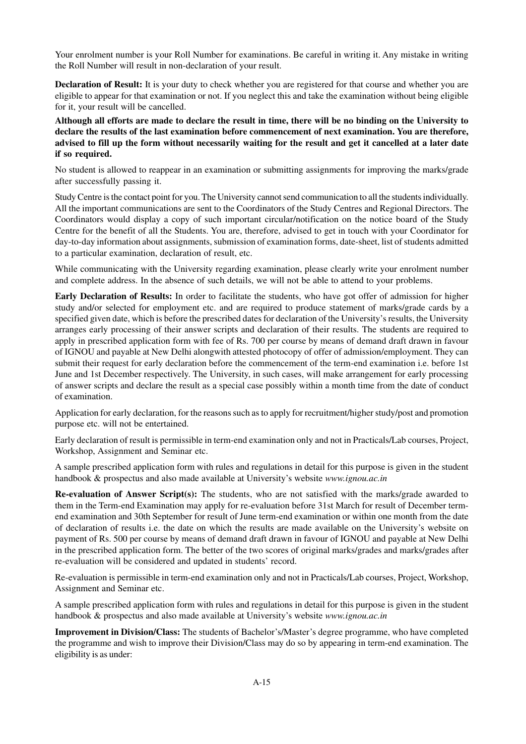Your enrolment number is your Roll Number for examinations. Be careful in writing it. Any mistake in writing the Roll Number will result in non-declaration of your result.

**Declaration of Result:** It is your duty to check whether you are registered for that course and whether you are eligible to appear for that examination or not. If you neglect this and take the examination without being eligible for it, your result will be cancelled.

**Although all efforts are made to declare the result in time, there will be no binding on the University to declare the results of the last examination before commencement of next examination. You are therefore, advised to fill up the form without necessarily waiting for the result and get it cancelled at a later date if so required.**

No student is allowed to reappear in an examination or submitting assignments for improving the marks/grade after successfully passing it.

Study Centre is the contact point for you. The University cannot send communication to all the students individually. All the important communications are sent to the Coordinators of the Study Centres and Regional Directors. The Coordinators would display a copy of such important circular/notification on the notice board of the Study Centre for the benefit of all the Students. You are, therefore, advised to get in touch with your Coordinator for day-to-day information about assignments, submission of examination forms, date-sheet, list of students admitted to a particular examination, declaration of result, etc.

While communicating with the University regarding examination, please clearly write your enrolment number and complete address. In the absence of such details, we will not be able to attend to your problems.

**Early Declaration of Results:** In order to facilitate the students, who have got offer of admission for higher study and/or selected for employment etc. and are required to produce statement of marks/grade cards by a specified given date, which is before the prescribed dates for declaration of the University's results, the University arranges early processing of their answer scripts and declaration of their results. The students are required to apply in prescribed application form with fee of Rs. 700 per course by means of demand draft drawn in favour of IGNOU and payable at New Delhi alongwith attested photocopy of offer of admission/employment. They can submit their request for early declaration before the commencement of the term-end examination i.e. before 1st June and 1st December respectively. The University, in such cases, will make arrangement for early processing of answer scripts and declare the result as a special case possibly within a month time from the date of conduct of examination.

Application for early declaration, for the reasons such as to apply for recruitment/higher study/post and promotion purpose etc. will not be entertained.

Early declaration of result is permissible in term-end examination only and not in Practicals/Lab courses, Project, Workshop, Assignment and Seminar etc.

A sample prescribed application form with rules and regulations in detail for this purpose is given in the student handbook & prospectus and also made available at University's website *www.ignou.ac.in*

**Re-evaluation of Answer Script(s):** The students, who are not satisfied with the marks/grade awarded to them in the Term-end Examination may apply for re-evaluation before 31st March for result of December term-end examination and 30th September for result of June term-end examination or within one month from the date of declaration of results i.e. the date on which the results are made available on the University's website on payment of Rs. 500 per course by means of demand draft drawn in favour of IGNOU and payable at New Delhi in the prescribed application form. The better of the two scores of original marks/grades and marks/grades after re-evaluation will be considered and updated in students' record.

Re-evaluation is permissible in term-end examination only and not in Practicals/Lab courses, Project, Workshop, Assignment and Seminar etc.

A sample prescribed application form with rules and regulations in detail for this purpose is given in the student handbook & prospectus and also made available at University's website *www.ignou.ac.in*

**Improvement in Division/Class:** The students of Bachelor's/Master's degree programme, who have completed the programme and wish to improve their Division/Class may do so by appearing in term-end examination. The eligibility is as under: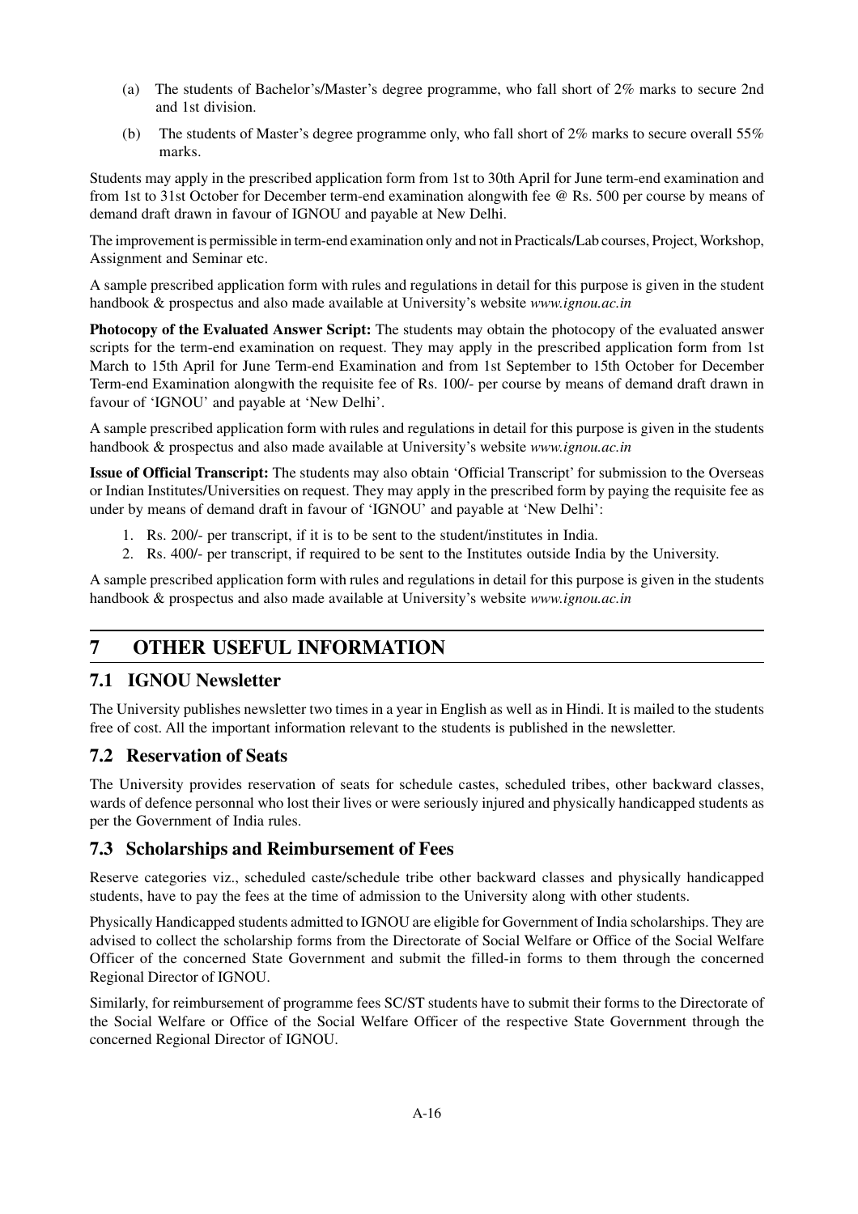(a) The students of Bachelor's/Master's degree programme, who fall short of 2% marks to secure 2nd and 1st division.

(b) The students of Master's degree programme only, who fall short of 2% marks to secure overall 55% marks.

Students may apply in the prescribed application form from 1st to 30th April for June term-end examination and from 1st to 31st October for December term-end examination alongwith fee @ Rs. 500 per course by means of demand draft drawn in favour of IGNOU and payable at New Delhi.

The improvement is permissible in term-end examination only and not in Practicals/Lab courses, Project, Workshop, Assignment and Seminar etc.

A sample prescribed application form with rules and regulations in detail for this purpose is given in the student handbook & prospectus and also made available at University's website *www.ignou.ac.in*

**Photocopy of the Evaluated Answer Script:** The students may obtain the photocopy of the evaluated answer scripts for the term-end examination on request. They may apply in the prescribed application form from 1st March to 15th April for June Term-end Examination and from 1st September to 15th October for December Term-end Examination alongwith the requisite fee of Rs. 100/- per course by means of demand draft drawn in favour of 'IGNOU' and payable at 'New Delhi'.

A sample prescribed application form with rules and regulations in detail for this purpose is given in the students handbook & prospectus and also made available at University's website *www.ignou.ac.in*

**Issue of Official Transcript:** The students may also obtain 'Official Transcript' for submission to the Overseas or Indian Institutes/Universities on request. They may apply in the prescribed form by paying the requisite fee as under by means of demand draft in favour of 'IGNOU' and payable at 'New Delhi':

1. Rs. 200/- per transcript, if it is to be sent to the student/institutes in India.
2. Rs. 400/- per transcript, if required to be sent to the Institutes outside India by the University.

A sample prescribed application form with rules and regulations in detail for this purpose is given in the students handbook & prospectus and also made available at University's website *www.ignou.ac.in*

# 7 OTHER USEFUL INFORMATION

## 7.1 IGNOU Newsletter

The University publishes newsletter two times in a year in English as well as in Hindi. It is mailed to the students free of cost. All the important information relevant to the students is published in the newsletter.

## 7.2 Reservation of Seats

The University provides reservation of seats for schedule castes, scheduled tribes, other backward classes, wards of defence personnal who lost their lives or were seriously injured and physically handicapped students as per the Government of India rules.

## 7.3 Scholarships and Reimbursement of Fees

Reserve categories viz., scheduled caste/schedule tribe other backward classes and physically handicapped students, have to pay the fees at the time of admission to the University along with other students.

Physically Handicapped students admitted to IGNOU are eligible for Government of India scholarships. They are advised to collect the scholarship forms from the Directorate of Social Welfare or Office of the Social Welfare Officer of the concerned State Government and submit the filled-in forms to them through the concerned Regional Director of IGNOU.

Similarly, for reimbursement of programme fees SC/ST students have to submit their forms to the Directorate of the Social Welfare or Office of the Social Welfare Officer of the respective State Government through the concerned Regional Director of IGNOU.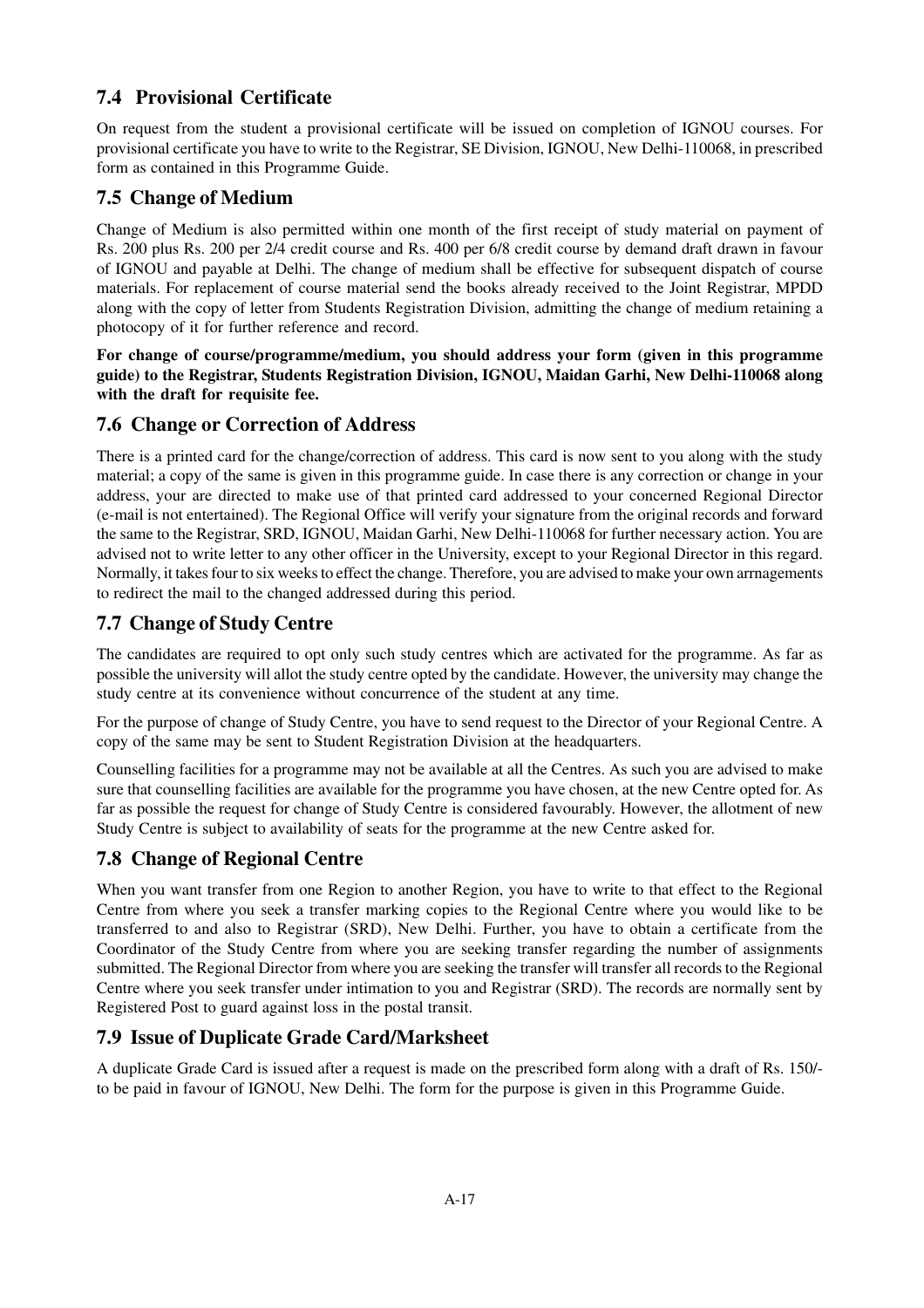## 7.4 Provisional Certificate

On request from the student a provisional certificate will be issued on completion of IGNOU courses. For provisional certificate you have to write to the Registrar, SE Division, IGNOU, New Delhi-110068, in prescribed form as contained in this Programme Guide.

## 7.5 Change of Medium

Change of Medium is also permitted within one month of the first receipt of study material on payment of Rs. 200 plus Rs. 200 per 2/4 credit course and Rs. 400 per 6/8 credit course by demand draft drawn in favour of IGNOU and payable at Delhi. The change of medium shall be effective for subsequent dispatch of course materials. For replacement of course material send the books already received to the Joint Registrar, MPDD along with the copy of letter from Students Registration Division, admitting the change of medium retaining a photocopy of it for further reference and record.

**For change of course/programme/medium, you should address your form (given in this programme guide) to the Registrar, Students Registration Division, IGNOU, Maidan Garhi, New Delhi-110068 along with the draft for requisite fee.**

## 7.6 Change or Correction of Address

There is a printed card for the change/correction of address. This card is now sent to you along with the study material; a copy of the same is given in this programme guide. In case there is any correction or change in your address, your are directed to make use of that printed card addressed to your concerned Regional Director (e-mail is not entertained). The Regional Office will verify your signature from the original records and forward the same to the Registrar, SRD, IGNOU, Maidan Garhi, New Delhi-110068 for further necessary action. You are advised not to write letter to any other officer in the University, except to your Regional Director in this regard. Normally, it takes four to six weeks to effect the change. Therefore, you are advised to make your own arrnagements to redirect the mail to the changed addressed during this period.

## 7.7 Change of Study Centre

The candidates are required to opt only such study centres which are activated for the programme. As far as possible the university will allot the study centre opted by the candidate. However, the university may change the study centre at its convenience without concurrence of the student at any time.

For the purpose of change of Study Centre, you have to send request to the Director of your Regional Centre. A copy of the same may be sent to Student Registration Division at the headquarters.

Counselling facilities for a programme may not be available at all the Centres. As such you are advised to make sure that counselling facilities are available for the programme you have chosen, at the new Centre opted for. As far as possible the request for change of Study Centre is considered favourably. However, the allotment of new Study Centre is subject to availability of seats for the programme at the new Centre asked for.

## 7.8 Change of Regional Centre

When you want transfer from one Region to another Region, you have to write to that effect to the Regional Centre from where you seek a transfer marking copies to the Regional Centre where you would like to be transferred to and also to Registrar (SRD), New Delhi. Further, you have to obtain a certificate from the Coordinator of the Study Centre from where you are seeking transfer regarding the number of assignments submitted. The Regional Director from where you are seeking the transfer will transfer all records to the Regional Centre where you seek transfer under intimation to you and Registrar (SRD). The records are normally sent by Registered Post to guard against loss in the postal transit.

## 7.9 Issue of Duplicate Grade Card/Marksheet

A duplicate Grade Card is issued after a request is made on the prescribed form along with a draft of Rs. 150/- to be paid in favour of IGNOU, New Delhi. The form for the purpose is given in this Programme Guide.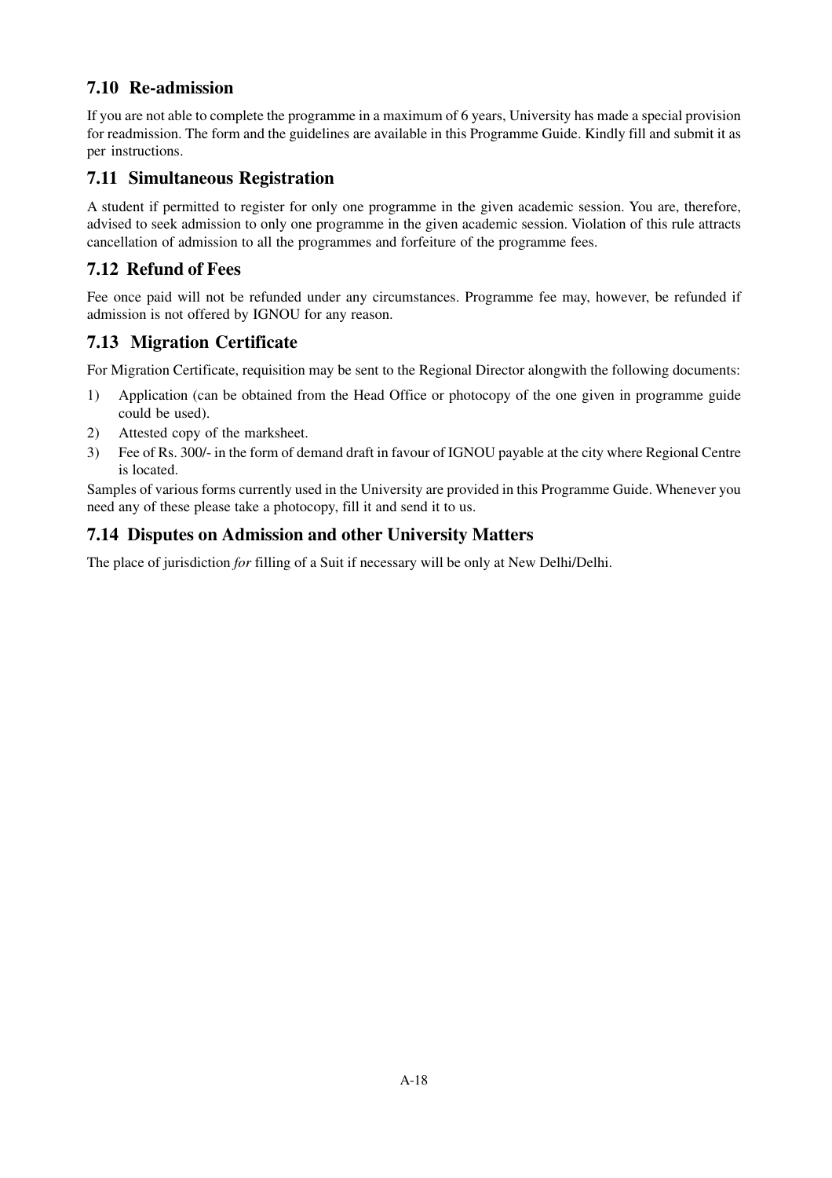### 7.10 Re-admission

If you are not able to complete the programme in a maximum of 6 years, University has made a special provision for readmission. The form and the guidelines are available in this Programme Guide. Kindly fill and submit it as per instructions.

### 7.11 Simultaneous Registration

A student if permitted to register for only one programme in the given academic session. You are, therefore, advised to seek admission to only one programme in the given academic session. Violation of this rule attracts cancellation of admission to all the programmes and forfeiture of the programme fees.

### 7.12 Refund of Fees

Fee once paid will not be refunded under any circumstances. Programme fee may, however, be refunded if admission is not offered by IGNOU for any reason.

### 7.13 Migration Certificate

For Migration Certificate, requisition may be sent to the Regional Director alongwith the following documents:

1) Application (can be obtained from the Head Office or photocopy of the one given in programme guide could be used).
2) Attested copy of the marksheet.
3) Fee of Rs. 300/- in the form of demand draft in favour of IGNOU payable at the city where Regional Centre is located.

Samples of various forms currently used in the University are provided in this Programme Guide. Whenever you need any of these please take a photocopy, fill it and send it to us.

### 7.14 Disputes on Admission and other University Matters

The place of jurisdiction *for* filling of a Suit if necessary will be only at New Delhi/Delhi.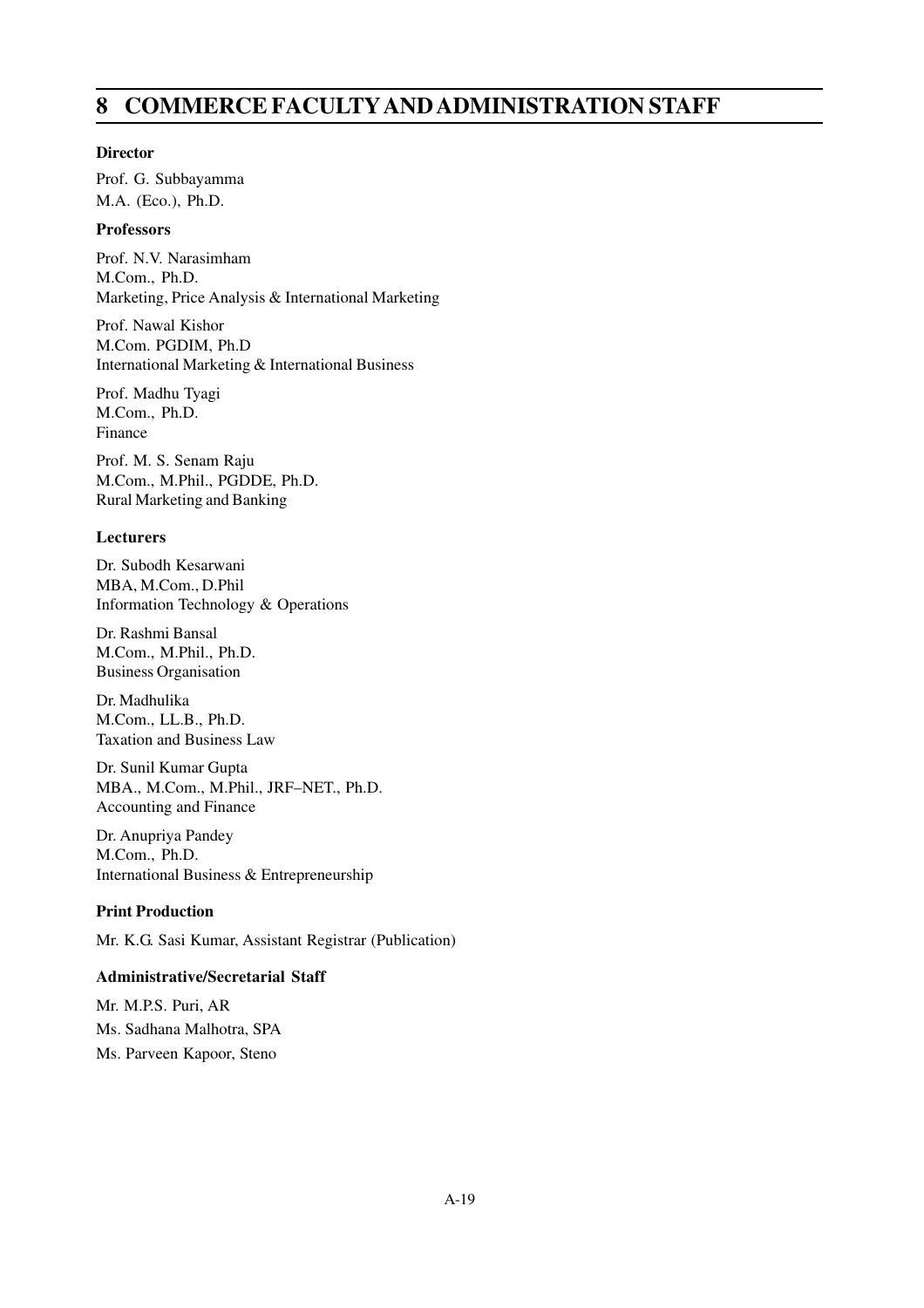# 8 COMMERCE FACULTY AND ADMINISTRATION STAFF

**Director**

Prof. G. Subbayamma
M.A. (Eco.), Ph.D.

**Professors**

Prof. N.V. Narasimham
M.Com., Ph.D.
Marketing, Price Analysis & International Marketing

Prof. Nawal Kishor
M.Com. PGDIM, Ph.D
International Marketing & International Business

Prof. Madhu Tyagi
M.Com., Ph.D.
Finance

Prof. M. S. Senam Raju
M.Com., M.Phil., PGDDE, Ph.D.
Rural Marketing and Banking

**Lecturers**

Dr. Subodh Kesarwani
MBA, M.Com., D.Phil
Information Technology & Operations

Dr. Rashmi Bansal
M.Com., M.Phil., Ph.D.
Business Organisation

Dr. Madhulika
M.Com., LL.B., Ph.D.
Taxation and Business Law

Dr. Sunil Kumar Gupta
MBA., M.Com., M.Phil., JRF–NET., Ph.D.
Accounting and Finance

Dr. Anupriya Pandey
M.Com., Ph.D.
International Business & Entrepreneurship

**Print Production**

Mr. K.G. Sasi Kumar, Assistant Registrar (Publication)

**Administrative/Secretarial Staff**

Mr. M.P.S. Puri, AR
Ms. Sadhana Malhotra, SPA
Ms. Parveen Kapoor, Steno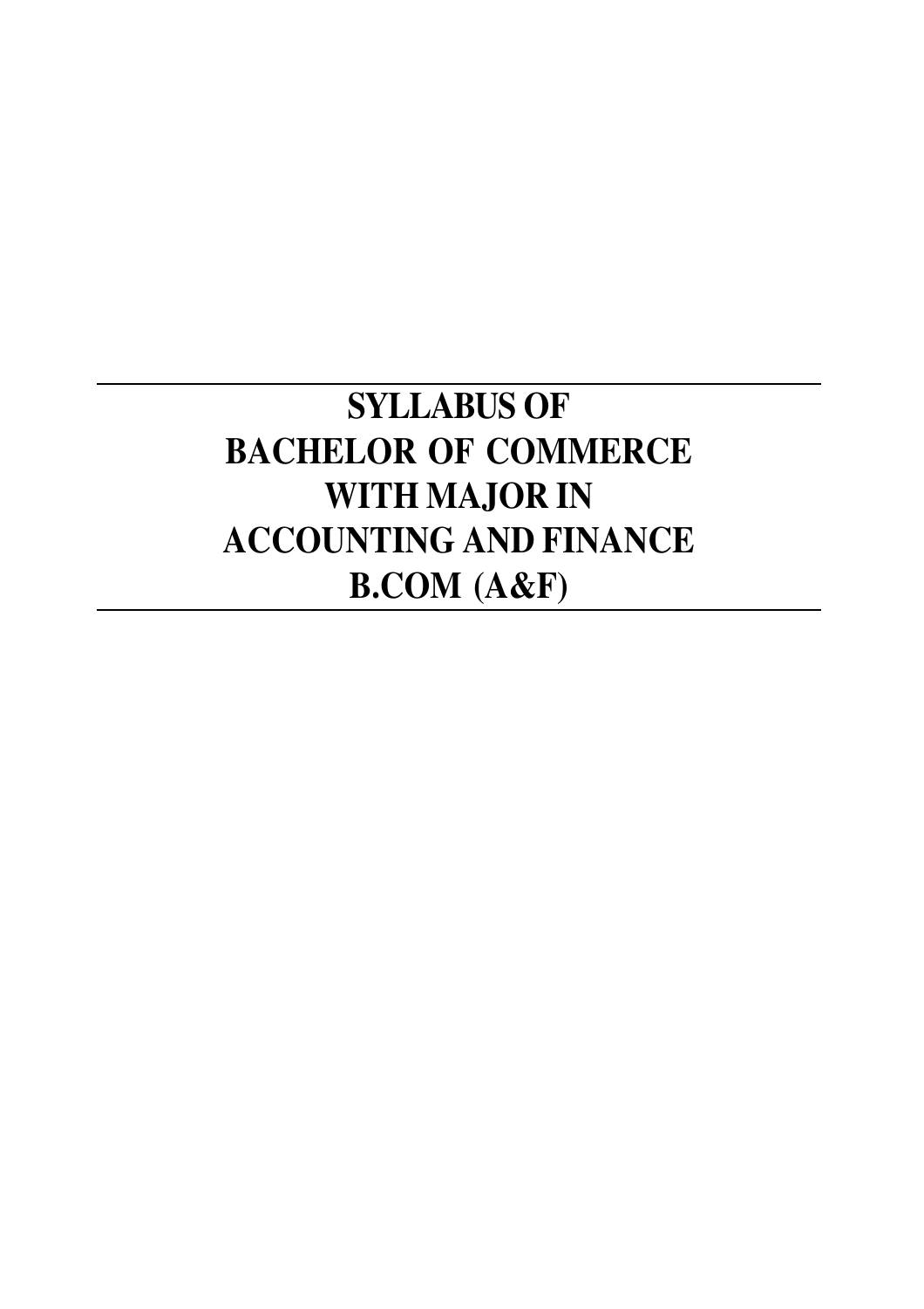# SYLLABUS OF BACHELOR OF COMMERCE WITH MAJOR IN ACCOUNTING AND FINANCE B.COM (A&F)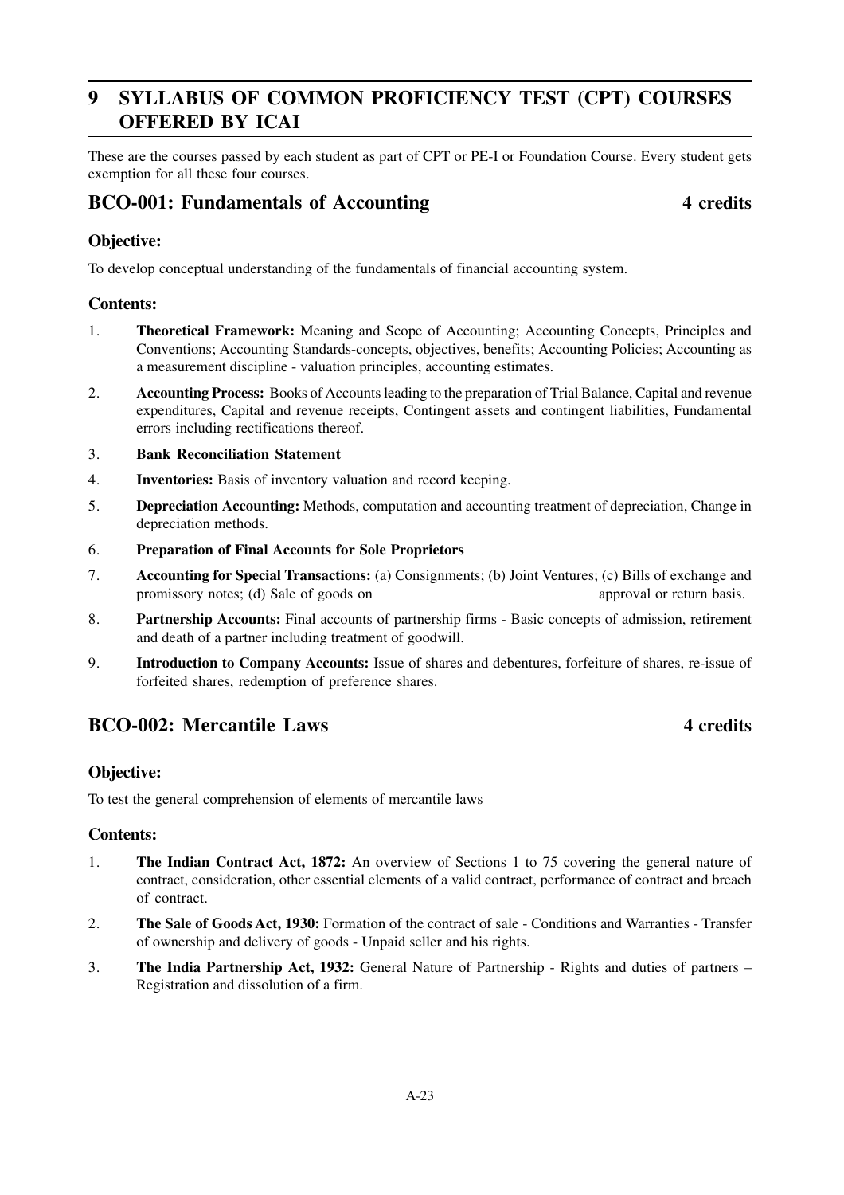## 9 SYLLABUS OF COMMON PROFICIENCY TEST (CPT) COURSES OFFERED BY ICAI

These are the courses passed by each student as part of CPT or PE-I or Foundation Course. Every student gets exemption for all these four courses.

### BCO-001: Fundamentals of Accounting — 4 credits

#### Objective:

To develop conceptual understanding of the fundamentals of financial accounting system.

#### Contents:

1. **Theoretical Framework:** Meaning and Scope of Accounting; Accounting Concepts, Principles and Conventions; Accounting Standards-concepts, objectives, benefits; Accounting Policies; Accounting as a measurement discipline - valuation principles, accounting estimates.
2. **Accounting Process:** Books of Accounts leading to the preparation of Trial Balance, Capital and revenue expenditures, Capital and revenue receipts, Contingent assets and contingent liabilities, Fundamental errors including rectifications thereof.
3. **Bank Reconciliation Statement**
4. **Inventories:** Basis of inventory valuation and record keeping.
5. **Depreciation Accounting:** Methods, computation and accounting treatment of depreciation, Change in depreciation methods.
6. **Preparation of Final Accounts for Sole Proprietors**
7. **Accounting for Special Transactions:** (a) Consignments; (b) Joint Ventures; (c) Bills of exchange and promissory notes; (d) Sale of goods on approval or return basis.
8. **Partnership Accounts:** Final accounts of partnership firms - Basic concepts of admission, retirement and death of a partner including treatment of goodwill.
9. **Introduction to Company Accounts:** Issue of shares and debentures, forfeiture of shares, re-issue of forfeited shares, redemption of preference shares.

### BCO-002: Mercantile Laws — 4 credits

#### Objective:

To test the general comprehension of elements of mercantile laws

#### Contents:

1. **The Indian Contract Act, 1872:** An overview of Sections 1 to 75 covering the general nature of contract, consideration, other essential elements of a valid contract, performance of contract and breach of contract.
2. **The Sale of Goods Act, 1930:** Formation of the contract of sale - Conditions and Warranties - Transfer of ownership and delivery of goods - Unpaid seller and his rights.
3. **The India Partnership Act, 1932:** General Nature of Partnership - Rights and duties of partners – Registration and dissolution of a firm.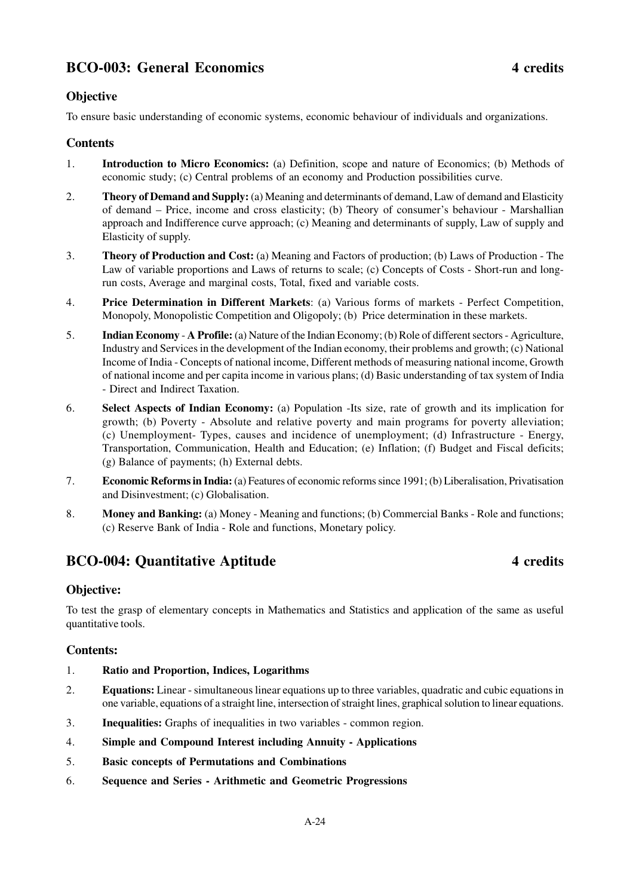## BCO-003: General Economics — 4 credits

### Objective

To ensure basic understanding of economic systems, economic behaviour of individuals and organizations.

### Contents

1. **Introduction to Micro Economics:** (a) Definition, scope and nature of Economics; (b) Methods of economic study; (c) Central problems of an economy and Production possibilities curve.
2. **Theory of Demand and Supply:** (a) Meaning and determinants of demand, Law of demand and Elasticity of demand – Price, income and cross elasticity; (b) Theory of consumer's behaviour - Marshallian approach and Indifference curve approach; (c) Meaning and determinants of supply, Law of supply and Elasticity of supply.
3. **Theory of Production and Cost:** (a) Meaning and Factors of production; (b) Laws of Production - The Law of variable proportions and Laws of returns to scale; (c) Concepts of Costs - Short-run and long-run costs, Average and marginal costs, Total, fixed and variable costs.
4. **Price Determination in Different Markets**: (a) Various forms of markets - Perfect Competition, Monopoly, Monopolistic Competition and Oligopoly; (b) Price determination in these markets.
5. **Indian Economy - A Profile:** (a) Nature of the Indian Economy; (b) Role of different sectors - Agriculture, Industry and Services in the development of the Indian economy, their problems and growth; (c) National Income of India - Concepts of national income, Different methods of measuring national income, Growth of national income and per capita income in various plans; (d) Basic understanding of tax system of India - Direct and Indirect Taxation.
6. **Select Aspects of Indian Economy:** (a) Population -Its size, rate of growth and its implication for growth; (b) Poverty - Absolute and relative poverty and main programs for poverty alleviation; (c) Unemployment- Types, causes and incidence of unemployment; (d) Infrastructure - Energy, Transportation, Communication, Health and Education; (e) Inflation; (f) Budget and Fiscal deficits; (g) Balance of payments; (h) External debts.
7. **Economic Reforms in India:** (a) Features of economic reforms since 1991; (b) Liberalisation, Privatisation and Disinvestment; (c) Globalisation.
8. **Money and Banking:** (a) Money - Meaning and functions; (b) Commercial Banks - Role and functions; (c) Reserve Bank of India - Role and functions, Monetary policy.

## BCO-004: Quantitative Aptitude — 4 credits

### Objective:

To test the grasp of elementary concepts in Mathematics and Statistics and application of the same as useful quantitative tools.

### Contents:

1. **Ratio and Proportion, Indices, Logarithms**
2. **Equations:** Linear - simultaneous linear equations up to three variables, quadratic and cubic equations in one variable, equations of a straight line, intersection of straight lines, graphical solution to linear equations.
3. **Inequalities:** Graphs of inequalities in two variables - common region.
4. **Simple and Compound Interest including Annuity - Applications**
5. **Basic concepts of Permutations and Combinations**
6. **Sequence and Series - Arithmetic and Geometric Progressions**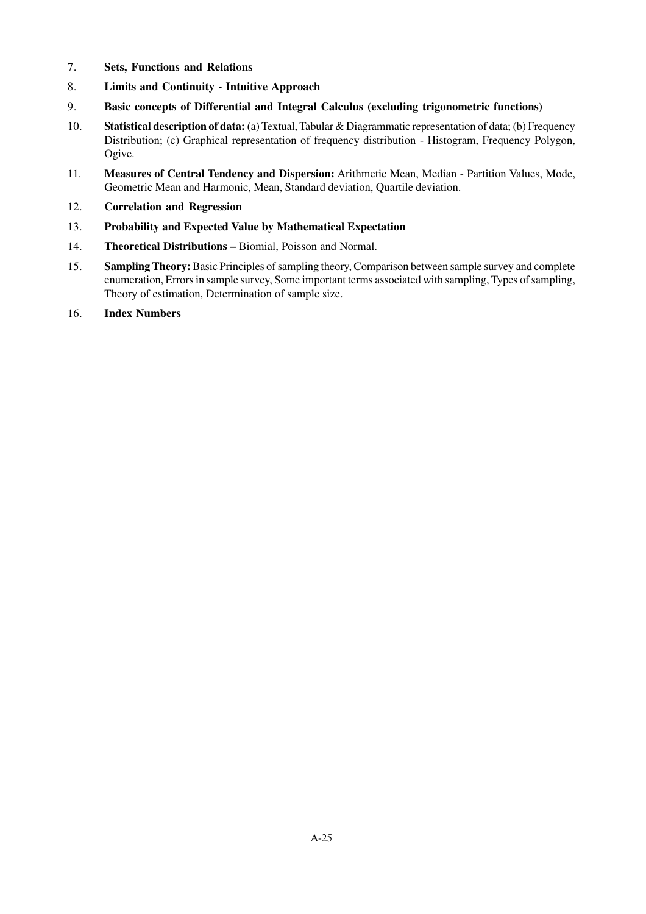7. **Sets, Functions and Relations**

8. **Limits and Continuity - Intuitive Approach**

9. **Basic concepts of Differential and Integral Calculus (excluding trigonometric functions)**

10. **Statistical description of data:** (a) Textual, Tabular & Diagrammatic representation of data; (b) Frequency Distribution; (c) Graphical representation of frequency distribution - Histogram, Frequency Polygon, Ogive.

11. **Measures of Central Tendency and Dispersion:** Arithmetic Mean, Median - Partition Values, Mode, Geometric Mean and Harmonic, Mean, Standard deviation, Quartile deviation.

12. **Correlation and Regression**

13. **Probability and Expected Value by Mathematical Expectation**

14. **Theoretical Distributions –** Biomial, Poisson and Normal.

15. **Sampling Theory:** Basic Principles of sampling theory, Comparison between sample survey and complete enumeration, Errors in sample survey, Some important terms associated with sampling, Types of sampling, Theory of estimation, Determination of sample size.

16. **Index Numbers**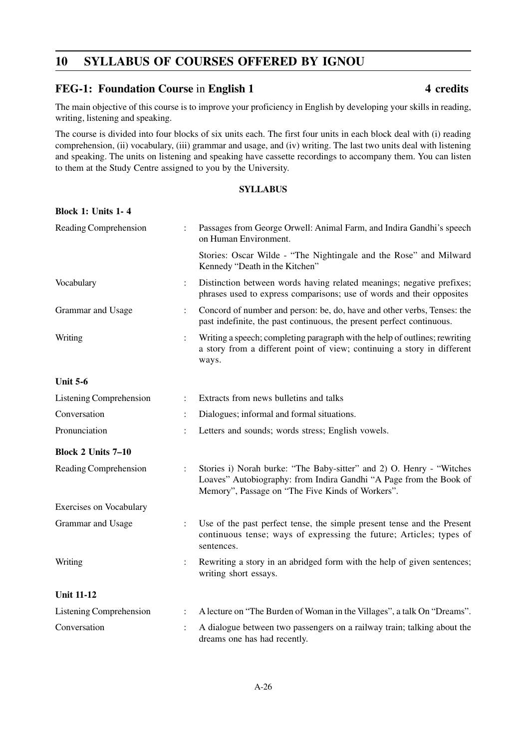## 10 SYLLABUS OF COURSES OFFERED BY IGNOU

### FEG-1: Foundation Course in English 1 — 4 credits

The main objective of this course is to improve your proficiency in English by developing your skills in reading, writing, listening and speaking.

The course is divided into four blocks of six units each. The first four units in each block deal with (i) reading comprehension, (ii) vocabulary, (iii) grammar and usage, and (iv) writing. The last two units deal with listening and speaking. The units on listening and speaking have cassette recordings to accompany them. You can listen to them at the Study Centre assigned to you by the University.

**SYLLABUS**

**Block 1: Units 1- 4**

| | | |
|---|---|---|
| Reading Comprehension | : | Passages from George Orwell: Animal Farm, and Indira Gandhi's speech on Human Environment.<br>Stories: Oscar Wilde - "The Nightingale and the Rose" and Milward Kennedy "Death in the Kitchen" |
| Vocabulary | : | Distinction between words having related meanings; negative prefixes; phrases used to express comparisons; use of words and their opposites |
| Grammar and Usage | : | Concord of number and person: be, do, have and other verbs, Tenses: the past indefinite, the past continuous, the present perfect continuous. |
| Writing | : | Writing a speech; completing paragraph with the help of outlines; rewriting a story from a different point of view; continuing a story in different ways. |

**Unit 5-6**

| | | |
|---|---|---|
| Listening Comprehension | : | Extracts from news bulletins and talks |
| Conversation | : | Dialogues; informal and formal situations. |
| Pronunciation | : | Letters and sounds; words stress; English vowels. |

**Block 2 Units 7–10**

| | | |
|---|---|---|
| Reading Comprehension | : | Stories i) Norah burke: "The Baby-sitter" and 2) O. Henry - "Witches Loaves" Autobiography: from Indira Gandhi "A Page from the Book of Memory", Passage on "The Five Kinds of Workers". |
| Exercises on Vocabulary | | |
| Grammar and Usage | : | Use of the past perfect tense, the simple present tense and the Present continuous tense; ways of expressing the future; Articles; types of sentences. |
| Writing | : | Rewriting a story in an abridged form with the help of given sentences; writing short essays. |

**Unit 11-12**

| | | |
|---|---|---|
| Listening Comprehension | : | A lecture on "The Burden of Woman in the Villages", a talk On "Dreams". |
| Conversation | : | A dialogue between two passengers on a railway train; talking about the dreams one has had recently. |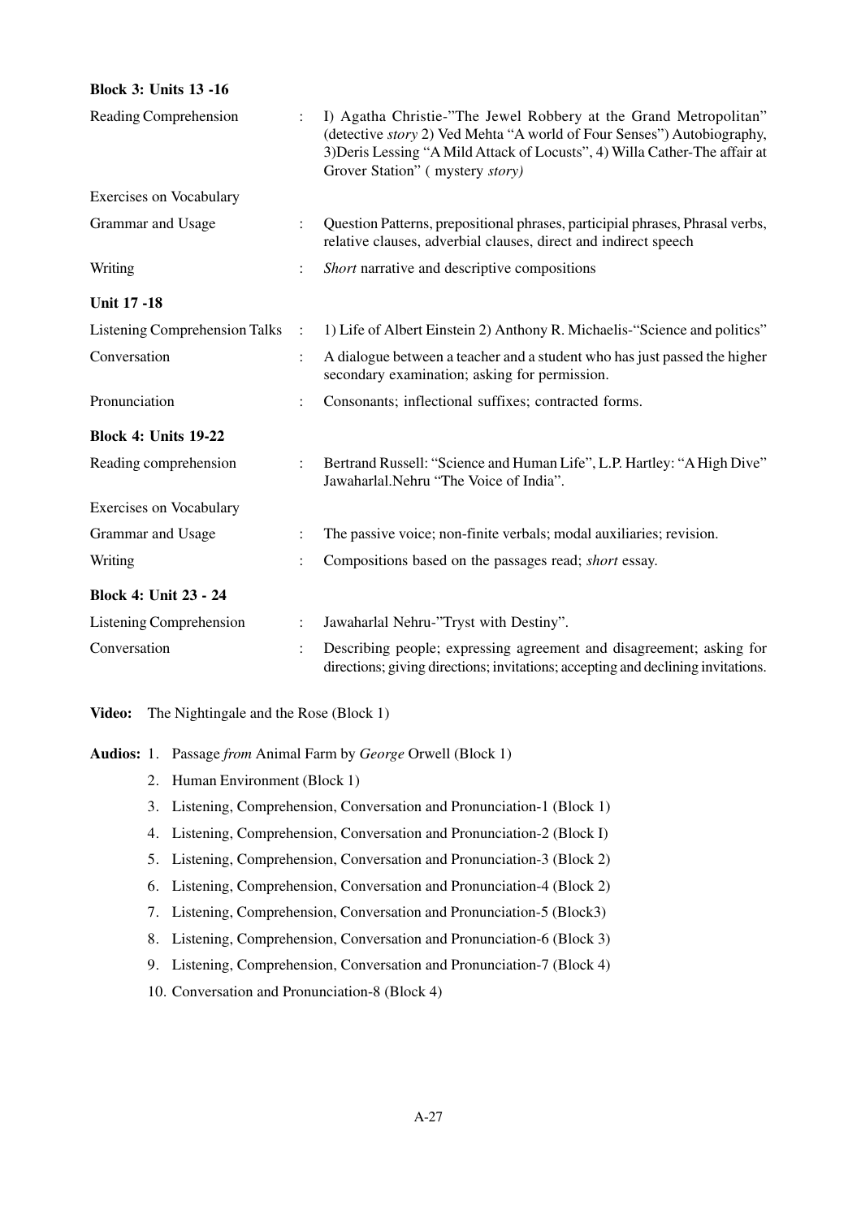**Block 3: Units 13 -16**

| | | |
|---|---|---|
| Reading Comprehension | : | I) Agatha Christie-"The Jewel Robbery at the Grand Metropolitan" (detective *story* 2) Ved Mehta "A world of Four Senses") Autobiography, 3)Deris Lessing "A Mild Attack of Locusts", 4) Willa Cather-The affair at Grover Station" ( mystery *story)* |
| Exercises on Vocabulary | | |
| Grammar and Usage | : | Question Patterns, prepositional phrases, participial phrases, Phrasal verbs, relative clauses, adverbial clauses, direct and indirect speech |
| Writing | : | *Short* narrative and descriptive compositions |

**Unit 17 -18**

| | | |
|---|---|---|
| Listening Comprehension Talks | : | 1) Life of Albert Einstein 2) Anthony R. Michaelis-"Science and politics" |
| Conversation | : | A dialogue between a teacher and a student who has just passed the higher secondary examination; asking for permission. |
| Pronunciation | : | Consonants; inflectional suffixes; contracted forms. |

**Block 4: Units 19-22**

| | | |
|---|---|---|
| Reading comprehension | : | Bertrand Russell: "Science and Human Life", L.P. Hartley: "A High Dive" Jawaharlal.Nehru "The Voice of India". |
| Exercises on Vocabulary | | |
| Grammar and Usage | : | The passive voice; non-finite verbals; modal auxiliaries; revision. |
| Writing | : | Compositions based on the passages read; *short* essay. |

**Block 4: Unit 23 - 24**

| | | |
|---|---|---|
| Listening Comprehension | : | Jawaharlal Nehru-"Tryst with Destiny". |
| Conversation | : | Describing people; expressing agreement and disagreement; asking for directions; giving directions; invitations; accepting and declining invitations. |

**Video:** The Nightingale and the Rose (Block 1)

**Audios:**
1. Passage *from* Animal Farm by *George* Orwell (Block 1)
2. Human Environment (Block 1)
3. Listening, Comprehension, Conversation and Pronunciation-1 (Block 1)
4. Listening, Comprehension, Conversation and Pronunciation-2 (Block I)
5. Listening, Comprehension, Conversation and Pronunciation-3 (Block 2)
6. Listening, Comprehension, Conversation and Pronunciation-4 (Block 2)
7. Listening, Comprehension, Conversation and Pronunciation-5 (Block3)
8. Listening, Comprehension, Conversation and Pronunciation-6 (Block 3)
9. Listening, Comprehension, Conversation and Pronunciation-7 (Block 4)
10. Conversation and Pronunciation-8 (Block 4)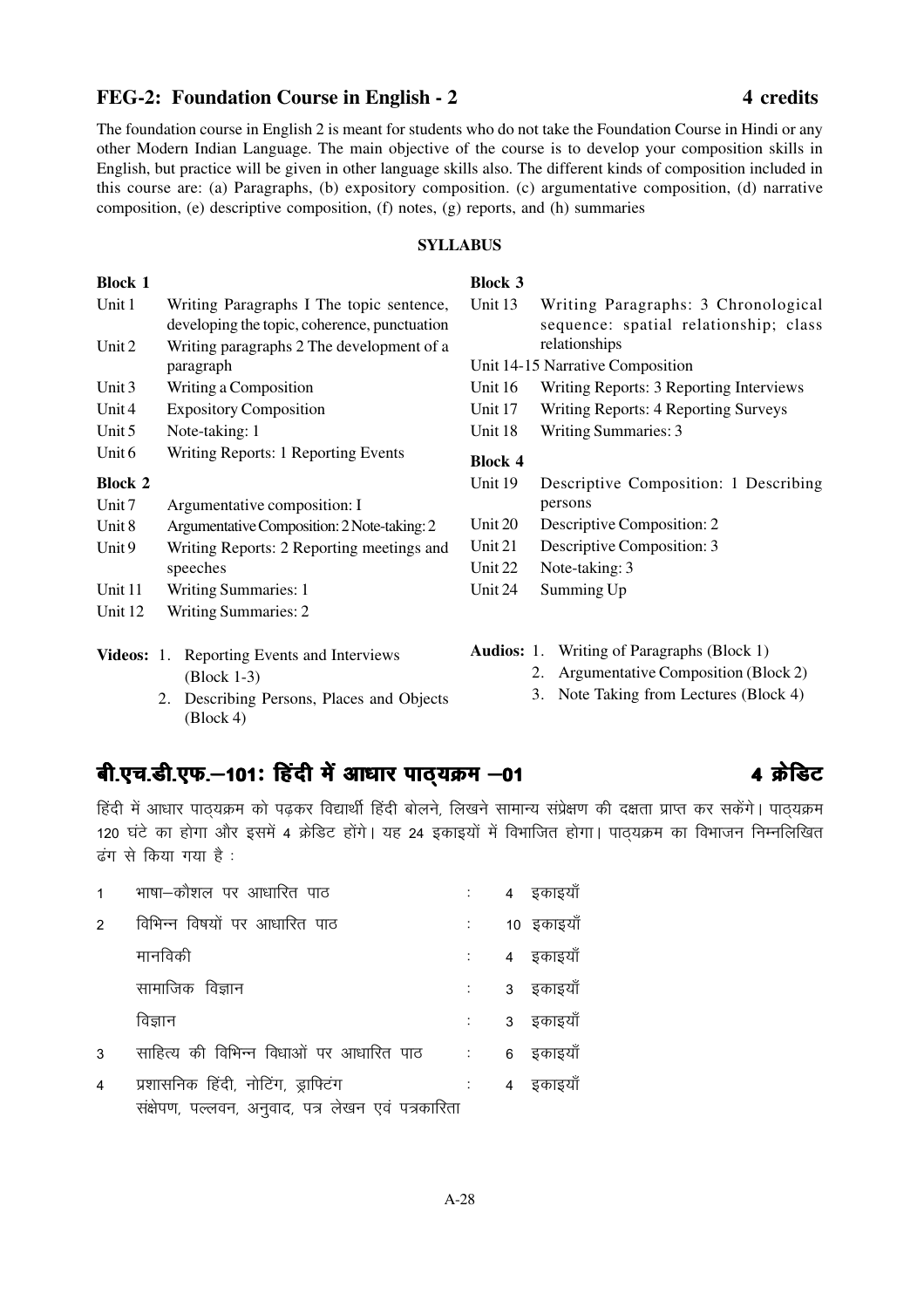## FEG-2: Foundation Course in English - 2 — 4 credits

The foundation course in English 2 is meant for students who do not take the Foundation Course in Hindi or any other Modern Indian Language. The main objective of the course is to develop your composition skills in English, but practice will be given in other language skills also. The different kinds of composition included in this course are: (a) Paragraphs, (b) expository composition. (c) argumentative composition, (d) narrative composition, (e) descriptive composition, (f) notes, (g) reports, and (h) summaries

**SYLLABUS**

**Block 1**

| | |
|---|---|
| Unit 1 | Writing Paragraphs I The topic sentence, developing the topic, coherence, punctuation |
| Unit 2 | Writing paragraphs 2 The development of a paragraph |
| Unit 3 | Writing a Composition |
| Unit 4 | Expository Composition |
| Unit 5 | Note-taking: 1 |
| Unit 6 | Writing Reports: 1 Reporting Events |

**Block 2**

| | |
|---|---|
| Unit 7 | Argumentative composition: I |
| Unit 8 | Argumentative Composition: 2 Note-taking: 2 |
| Unit 9 | Writing Reports: 2 Reporting meetings and speeches |
| Unit 11 | Writing Summaries: 1 |
| Unit 12 | Writing Summaries: 2 |

**Block 3**

| | |
|---|---|
| Unit 13 | Writing Paragraphs: 3 Chronological sequence: spatial relationship; class relationships |
| Unit 14-15 | Narrative Composition |
| Unit 16 | Writing Reports: 3 Reporting Interviews |
| Unit 17 | Writing Reports: 4 Reporting Surveys |
| Unit 18 | Writing Summaries: 3 |

**Block 4**

| | |
|---|---|
| Unit 19 | Descriptive Composition: 1 Describing persons |
| Unit 20 | Descriptive Composition: 2 |
| Unit 21 | Descriptive Composition: 3 |
| Unit 22 | Note-taking: 3 |
| Unit 24 | Summing Up |

**Videos:**
1. Reporting Events and Interviews (Block 1-3)
2. Describing Persons, Places and Objects (Block 4)

**Audios:**
1. Writing of Paragraphs (Block 1)
2. Argumentative Composition (Block 2)
3. Note Taking from Lectures (Block 4)

## बी.एच.डी.एफ.–101: हिंदी में आधार पाठ्यक्रम –01 — 4 क्रेडिट

हिंदी में आधार पाठ्यक्रम को पढ़कर विद्यार्थी हिंदी बोलने, लिखने सामान्य संप्रेक्षण की दक्षता प्राप्त कर सकेंगे। पाठ्यक्रम 120 घंटे का होगा और इसमें 4 क्रेडिट होंगे। यह 24 इकाइयों में विभाजित होगा। पाठ्यक्रम का विभाजन निम्नलिखित ढंग से किया गया है :

| | | | |
|---|---|---|---|
| 1 | भाषा–कौशल पर आधारित पाठ | : | 4 इकाइयाँ |
| 2 | विभिन्न विषयों पर आधारित पाठ | : | 10 इकाइयाँ |
| | मानविकी | : | 4 इकाइयाँ |
| | सामाजिक विज्ञान | : | 3 इकाइयाँ |
| | विज्ञान | : | 3 इकाइयाँ |
| 3 | साहित्य की विभिन्न विधाओं पर आधारित पाठ | : | 6 इकाइयाँ |
| 4 | प्रशासनिक हिंदी, नोटिंग, ड्राफ्टिंग संक्षेपण, पल्लवन, अनुवाद, पत्र लेखन एवं पत्रकारिता | : | 4 इकाइयाँ |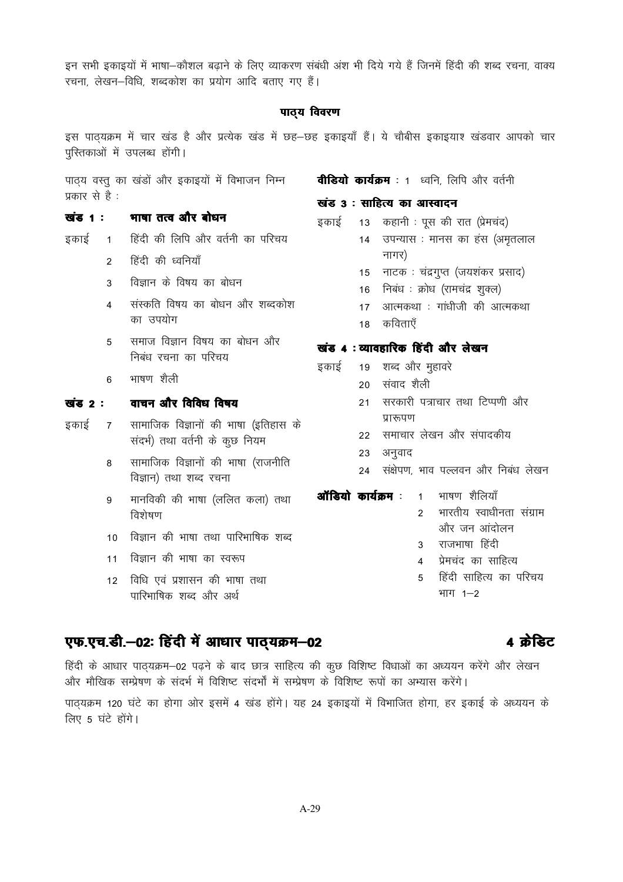इन सभी इकाइयों में भाषा–कौशल बढ़ाने के लिए व्याकरण संबंधी अंश भी दिये गये हैं जिनमें हिंदी की शब्द रचना, वाक्य रचना, लेखन–विधि, शब्दकोश का प्रयोग आदि बताए गए हैं।

### पाठ्य विवरण

इस पाठ्यक्रम में चार खंड है और प्रत्येक खंड में छह–छह इकाइयाँ हैं। ये चौबीस इकाइयाश खंडवार आपको चार पुस्तिकाओं में उपलब्ध होंगी।

पाठ्य वस्तु का खंडों और इकाइयों में विभाजन निम्न प्रकार से है :

**खंड 1 : भाषा तत्व और बोधन**

- इकाई 1 हिंदी की लिपि और वर्तनी का परिचय
- 2 हिंदी की ध्वनियाँ
- 3 विज्ञान के विषय का बोधन
- 4 संस्कति विषय का बोधन और शब्दकोश का उपयोग
- 5 समाज विज्ञान विषय का बोधन और निबंध रचना का परिचय
- 6 भाषण शैली

**खंड 2 : वाचन और विविध विषय**

- इकाई 7 सामाजिक विज्ञानों की भाषा (इतिहास के संदर्भ) तथा वर्तनी के कुछ नियम
- 8 सामाजिक विज्ञानों की भाषा (राजनीति विज्ञान) तथा शब्द रचना
- 9 मानविकी की भाषा (ललित कला) तथा विशेषण
- 10 विज्ञान की भाषा तथा पारिभाषिक शब्द
- 11 विज्ञान की भाषा का स्वरूप
- 12 विधि एवं प्रशासन की भाषा तथा पारिभाषिक शब्द और अर्थ

**वीडियो कार्यक्रम** : 1 ध्वनि, लिपि और वर्तनी

**खंड 3 : साहित्य का आस्वादन**

- इकाई 13 कहानी : पूस की रात (प्रेमचंद)
- 14 उपन्यास : मानस का हंस (अमृतलाल नागर)
- 15 नाटक : चंद्रगुप्त (जयशंकर प्रसाद)
- 16 निबंध : क्रोध (रामचंद्र शुक्ल)
- 17 आत्मकथा : गांधीजी की आत्मकथा
- 18 कविताएँ

**खंड 4 : व्यावहारिक हिंदी और लेखन**

- इकाई 19 शब्द और मुहावरे
- 20 संवाद शैली
- 21 सरकारी पत्राचार तथा टिप्पणी और प्रारूपण
- 22 समाचार लेखन और संपादकीय
- 23 अनुवाद
- 24 संक्षेपण, भाव पल्लवन और निबंध लेखन

**ऑडियो कार्यक्रम** :
1. भाषण शैलियाँ
2. भारतीय स्वाधीनता संग्राम और जन आंदोलन
3. राजभाषा हिंदी
4. प्रेमचंद का साहित्य
5. हिंदी साहित्य का परिचय भाग 1–2

## एफ.एच.डी.–02: हिंदी में आधार पाठ्यक्रम–02 — 4 क्रेडिट

हिंदी के आधार पाठ्यक्रम–02 पढ़ने के बाद छात्र साहित्य की कुछ विशिष्ट विधाओं का अध्ययन करेंगे और लेखन और मौखिक सम्प्रेषण के संदर्भ में विशिष्ट संदर्भों में सम्प्रेषण के विशिष्ट रूपों का अभ्यास करेंगे।

पाठ्यक्रम 120 घंटे का होगा ओर इसमें 4 खंड होंगे। यह 24 इकाइयों में विभाजित होगा, हर इकाई के अध्ययन के लिए 5 घंटे होंगे।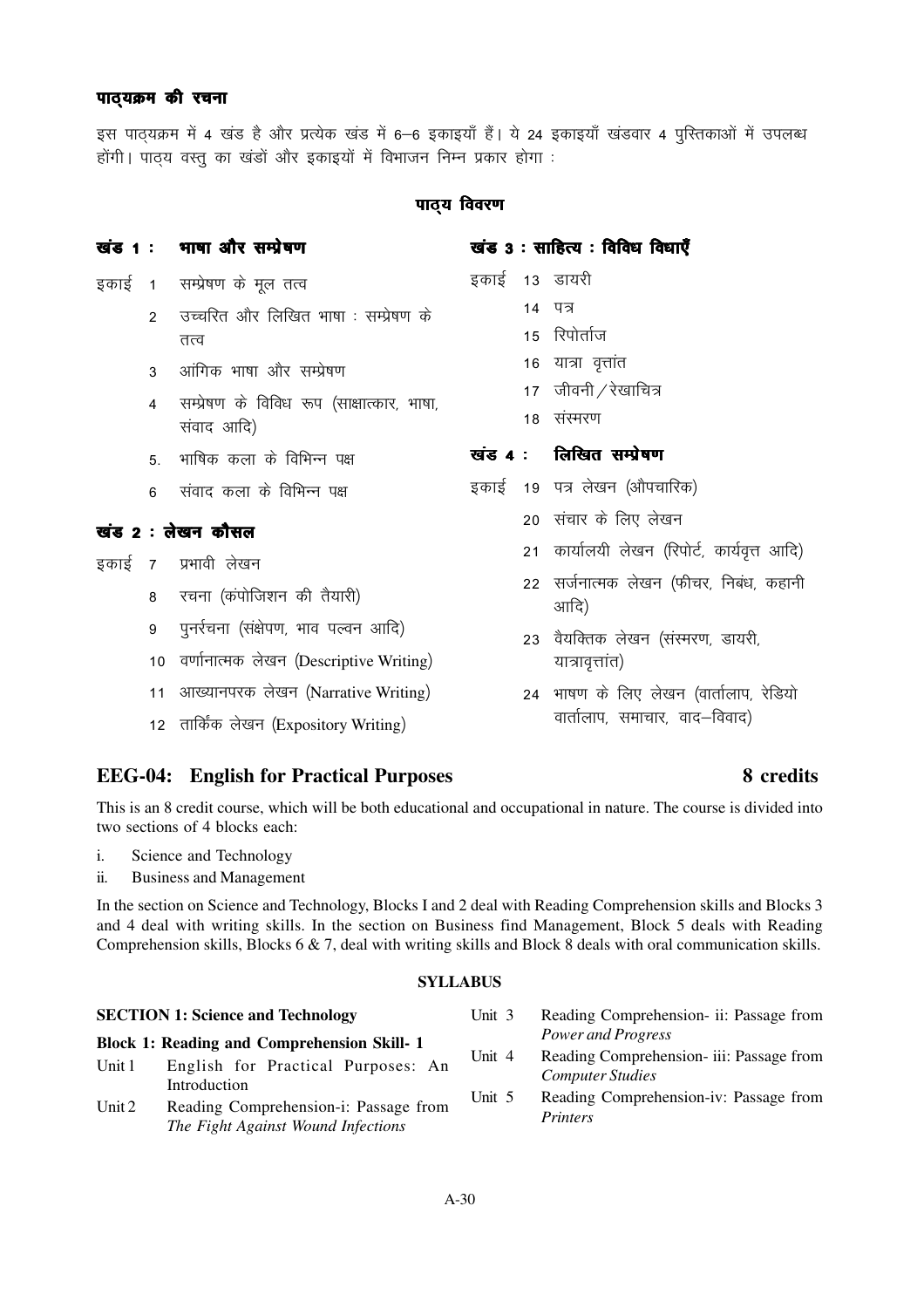#### पाठ्यक्रम की रचना

इस पाठ्यक्रम में 4 खंड है और प्रत्येक खंड में 6–6 इकाइयाँ हैं। ये 24 इकाइयाँ खंडवार 4 पुस्तिकाओं में उपलब्ध होंगी। पाठ्य वस्तु का खंडों और इकाइयों में विभाजन निम्न प्रकार होगा :

#### पाठ्य विवरण

**खंड 1 : भाषा और सम्प्रेषण**

इकाई 1 सम्प्रेषण के मूल तत्व
2 उच्चरित और लिखित भाषा : सम्प्रेषण के तत्व
3 आंगिक भाषा और सम्प्रेषण
4 सम्प्रेषण के विविध रूप (साक्षात्कार, भाषा, संवाद आदि)
5. भाषिक कला के विभिन्न पक्ष
6 संवाद कला के विभिन्न पक्ष

**खंड 2 : लेखन कौसल**

इकाई 7 प्रभावी लेखन
8 रचना (कंपोजिशन की तैयारी)
9 पुनर्रचना (संक्षेपण, भाव पल्वन आदि)
10 वर्णनात्मक लेखन (Descriptive Writing)
11 आख्यानपरक लेखन (Narrative Writing)
12 तार्किक लेखन (Expository Writing)

**खंड 3 : साहित्य : विविध विधाएँ**

इकाई 13 डायरी
14 पत्र
15 रिपोर्ताज
16 यात्रा वृत्तांत
17 जीवनी / रेखाचित्र
18 संस्मरण

**खंड 4 : लिखित सम्प्रेषण**

इकाई 19 पत्र लेखन (औपचारिक)
20 संचार के लिए लेखन
21 कार्यालयी लेखन (रिपोर्ट, कार्यवृत्त आदि)
22 सर्जनात्मक लेखन (फीचर, निबंध, कहानी आदि)
23 वैयक्तिक लेखन (संस्मरण, डायरी, यात्रावृत्तांत)
24 भाषण के लिए लेखन (वार्तालाप, रेडियो वार्तालाप, समाचार, वाद–विवाद)

## EEG-04: English for Practical Purposes — 8 credits

This is an 8 credit course, which will be both educational and occupational in nature. The course is divided into two sections of 4 blocks each:

i. Science and Technology
ii. Business and Management

In the section on Science and Technology, Blocks I and 2 deal with Reading Comprehension skills and Blocks 3 and 4 deal with writing skills. In the section on Business find Management, Block 5 deals with Reading Comprehension skills, Blocks 6 & 7, deal with writing skills and Block 8 deals with oral communication skills.

### SYLLABUS

**SECTION 1: Science and Technology**

**Block 1: Reading and Comprehension Skill- 1**

Unit 1 English for Practical Purposes: An Introduction
Unit 2 Reading Comprehension-i: Passage from *The Fight Against Wound Infections*
Unit 3 Reading Comprehension- ii: Passage from *Power and Progress*
Unit 4 Reading Comprehension- iii: Passage from *Computer Studies*
Unit 5 Reading Comprehension-iv: Passage from *Printers*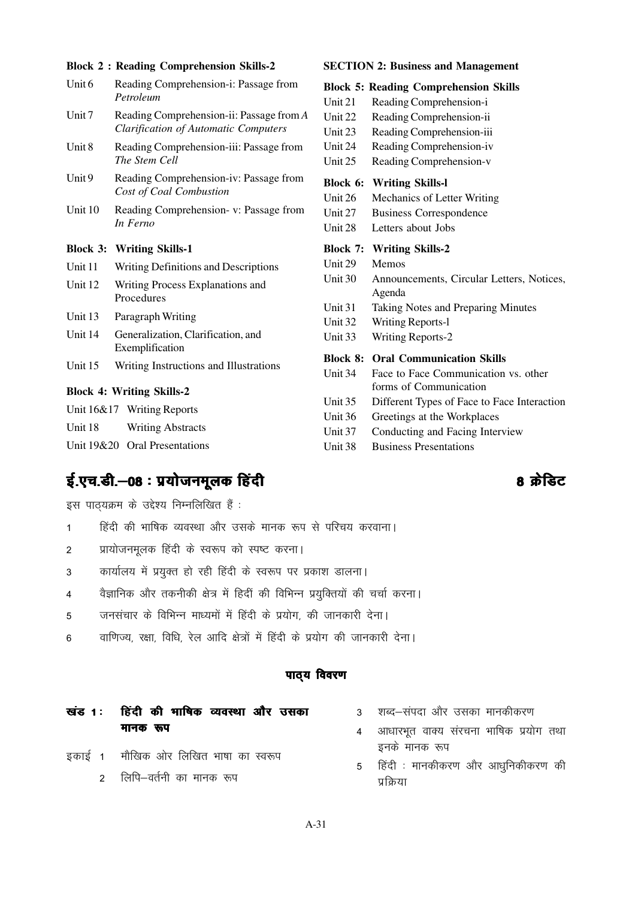**Block 2 : Reading Comprehension Skills-2**

Unit 6 Reading Comprehension-i: Passage from *Petroleum*

Unit 7 Reading Comprehension-ii: Passage from *A Clarification of Automatic Computers*

Unit 8 Reading Comprehension-iii: Passage from *The Stem Cell*

Unit 9 Reading Comprehension-iv: Passage from *Cost of Coal Combustion*

Unit 10 Reading Comprehension- v: Passage from *In Ferno*

**Block 3: Writing Skills-1**

Unit 11 Writing Definitions and Descriptions

Unit 12 Writing Process Explanations and Procedures

Unit 13 Paragraph Writing

Unit 14 Generalization, Clarification, and Exemplification

Unit 15 Writing Instructions and Illustrations

**Block 4: Writing Skills-2**

Unit 16&17 Writing Reports

Unit 18 Writing Abstracts

Unit 19&20 Oral Presentations

**SECTION 2: Business and Management**

**Block 5: Reading Comprehension Skills**

Unit 21 Reading Comprehension-i

Unit 22 Reading Comprehension-ii

Unit 23 Reading Comprehension-iii

Unit 24 Reading Comprehension-iv

Unit 25 Reading Comprehension-v

**Block 6: Writing Skills-l**

Unit 26 Mechanics of Letter Writing

Unit 27 Business Correspondence

Unit 28 Letters about Jobs

**Block 7: Writing Skills-2**

Unit 29 Memos

Unit 30 Announcements, Circular Letters, Notices, Agenda

Unit 31 Taking Notes and Preparing Minutes

Unit 32 Writing Reports-l

Unit 33 Writing Reports-2

**Block 8: Oral Communication Skills**

Unit 34 Face to Face Communication vs. other forms of Communication

Unit 35 Different Types of Face to Face Interaction

Unit 36 Greetings at the Workplaces

Unit 37 Conducting and Facing Interview

Unit 38 Business Presentations

## ई.एच.डी.–08 : प्रयोजनमूलक हिंदी 8 क्रेडिट

इस पाठ्यक्रम के उद्देश्य निम्नलिखित हैं :

1 हिंदी की भाषिक व्यवस्था और उसके मानक रूप से परिचय करवाना।

2 प्रायोजनमूलक हिंदी के स्वरूप को स्पष्ट करना।

3 कार्यालय में प्रयुक्त हो रही हिंदी के स्वरूप पर प्रकाश डालना।

4 वैज्ञानिक और तकनीकी क्षेत्र में हिंदीं की विभिन्न प्रयुक्तियों की चर्चा करना।

5 जनसंचार के विभिन्न माध्यमों में हिंदी के प्रयोग, की जानकारी देना।

6 वाणिज्य, रक्षा, विधि, रेल आदि क्षेत्रों में हिंदी के प्रयोग की जानकारी देना।

### पाठ्य विवरण

**खंड 1 : हिंदी की भाषिक व्यवस्था और उसका मानक रूप**

इकाई 1 मौखिक ओर लिखित भाषा का स्वरूप

2 लिपि–वर्तनी का मानक रूप

3 शब्द–संपदा और उसका मानकीकरण

4 आधारभूत वाक्य संरचना भाषिक प्रयोग तथा इनके मानक रूप

5 हिंदी : मानकीकरण और आधुनिकीकरण की प्रक्रिया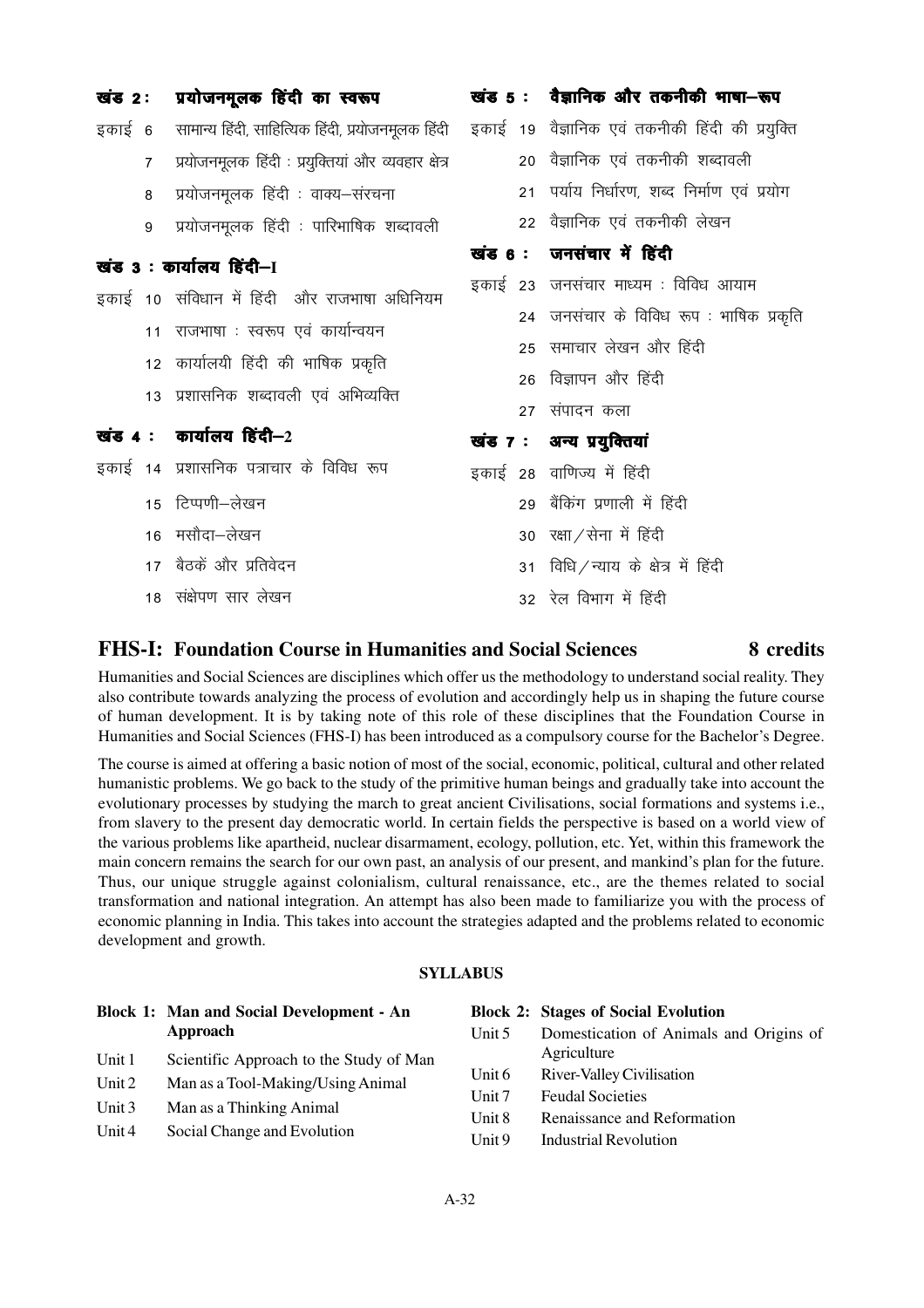**खंड 2 : प्रयोजनमूलक हिंदी का स्वरूप**

इकाई 6 सामान्य हिंदी, साहित्यिक हिंदी, प्रयोजनमूलक हिंदी

7 प्रयोजनमूलक हिंदी : प्रयुक्तियां और व्यवहार क्षेत्र

8 प्रयोजनमूलक हिंदी : वाक्य–संरचना

9 प्रयोजनमूलक हिंदी : पारिभाषिक शब्दावली

**खंड 3 : कार्यालय हिंदी–I**

इकाई 10 संविधान में हिंदी और राजभाषा अधिनियम

11 राजभाषा : स्वरूप एवं कार्यान्वयन

12 कार्यालयी हिंदी की भाषिक प्रकृति

13 प्रशासनिक शब्दावली एवं अभिव्यक्ति

**खंड 4 : कार्यालय हिंदी–2**

इकाई 14 प्रशासनिक पत्राचार के विविध रूप

15 टिप्पणी–लेखन

16 मसौदा–लेखन

17 बैठकें और प्रतिवेदन

18 संक्षेपण सार लेखन

**खंड 5 : वैज्ञानिक और तकनीकी भाषा–रूप**

इकाई 19 वैज्ञानिक एवं तकनीकी हिंदी की प्रयुक्ति

20 वैज्ञानिक एवं तकनीकी शब्दावली

21 पर्याय निर्धारण, शब्द निर्माण एवं प्रयोग

22 वैज्ञानिक एवं तकनीकी लेखन

**खंड 6 : जनसंचार में हिंदी**

इकाई 23 जनसंचार माध्यम : विविध आयाम

24 जनसंचार के विविध रूप : भाषिक प्रकृति

25 समाचार लेखन और हिंदी

26 विज्ञापन और हिंदी

27 संपादन कला

**खंड 7 : अन्य प्रयुक्तियां**

इकाई 28 वाणिज्य में हिंदी

29 बैंकिंग प्रणाली में हिंदी

30 रक्षा/सेना में हिंदी

31 विधि/न्याय के क्षेत्र में हिंदी

32 रेल विभाग में हिंदी

## FHS-I: Foundation Course in Humanities and Social Sciences — 8 credits

Humanities and Social Sciences are disciplines which offer us the methodology to understand social reality. They also contribute towards analyzing the process of evolution and accordingly help us in shaping the future course of human development. It is by taking note of this role of these disciplines that the Foundation Course in Humanities and Social Sciences (FHS-I) has been introduced as a compulsory course for the Bachelor's Degree.

The course is aimed at offering a basic notion of most of the social, economic, political, cultural and other related humanistic problems. We go back to the study of the primitive human beings and gradually take into account the evolutionary processes by studying the march to great ancient Civilisations, social formations and systems i.e., from slavery to the present day democratic world. In certain fields the perspective is based on a world view of the various problems like apartheid, nuclear disarmament, ecology, pollution, etc. Yet, within this framework the main concern remains the search for our own past, an analysis of our present, and mankind's plan for the future. Thus, our unique struggle against colonialism, cultural renaissance, etc., are the themes related to social transformation and national integration. An attempt has also been made to familiarize you with the process of economic planning in India. This takes into account the strategies adapted and the problems related to economic development and growth.

### SYLLABUS

**Block 1: Man and Social Development - An Approach**

Unit 1 Scientific Approach to the Study of Man

Unit 2 Man as a Tool-Making/Using Animal

Unit 3 Man as a Thinking Animal

Unit 4 Social Change and Evolution

**Block 2: Stages of Social Evolution**

Unit 5 Domestication of Animals and Origins of Agriculture

Unit 6 River-Valley Civilisation

Unit 7 Feudal Societies

Unit 8 Renaissance and Reformation

Unit 9 Industrial Revolution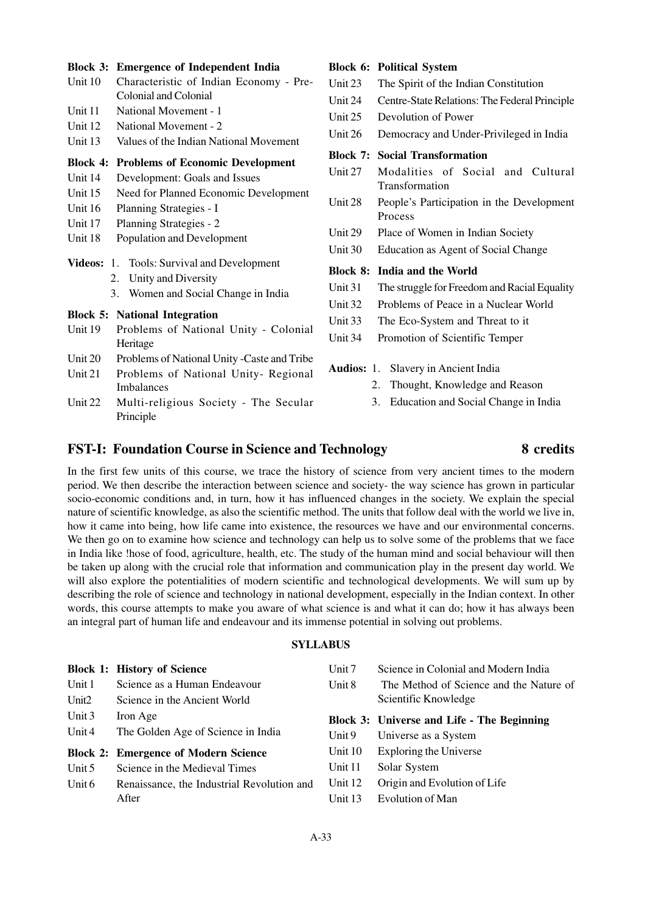**Block 3: Emergence of Independent India**

Unit 10 Characteristic of Indian Economy - Pre-Colonial and Colonial

Unit 11 National Movement - 1

Unit 12 National Movement - 2

Unit 13 Values of the Indian National Movement

**Block 4: Problems of Economic Development**

Unit 14 Development: Goals and Issues

Unit 15 Need for Planned Economic Development

Unit 16 Planning Strategies - I

Unit 17 Planning Strategies - 2

Unit 18 Population and Development

**Videos:**
1. Tools: Survival and Development
2. Unity and Diversity
3. Women and Social Change in India

**Block 5: National Integration**

Unit 19 Problems of National Unity - Colonial Heritage

Unit 20 Problems of National Unity -Caste and Tribe

Unit 21 Problems of National Unity- Regional Imbalances

Unit 22 Multi-religious Society - The Secular Principle

**Block 6: Political System**

Unit 23 The Spirit of the Indian Constitution

Unit 24 Centre-State Relations: The Federal Principle

Unit 25 Devolution of Power

Unit 26 Democracy and Under-Privileged in India

**Block 7: Social Transformation**

Unit 27 Modalities of Social and Cultural Transformation

Unit 28 People's Participation in the Development Process

Unit 29 Place of Women in Indian Society

Unit 30 Education as Agent of Social Change

**Block 8: India and the World**

Unit 31 The struggle for Freedom and Racial Equality

Unit 32 Problems of Peace in a Nuclear World

Unit 33 The Eco-System and Threat to it

Unit 34 Promotion of Scientific Temper

**Audios:**
1. Slavery in Ancient India
2. Thought, Knowledge and Reason
3. Education and Social Change in India

## FST-I: Foundation Course in Science and Technology — 8 credits

In the first few units of this course, we trace the history of science from very ancient times to the modern period. We then describe the interaction between science and society- the way science has grown in particular socio-economic conditions and, in turn, how it has influenced changes in the society. We explain the special nature of scientific knowledge, as also the scientific method. The units that follow deal with the world we live in, how it came into being, how life came into existence, the resources we have and our environmental concerns. We then go on to examine how science and technology can help us to solve some of the problems that we face in India like !hose of food, agriculture, health, etc. The study of the human mind and social behaviour will then be taken up along with the crucial role that information and communication play in the present day world. We will also explore the potentialities of modern scientific and technological developments. We will sum up by describing the role of science and technology in national development, especially in the Indian context. In other words, this course attempts to make you aware of what science is and what it can do; how it has always been an integral part of human life and endeavour and its immense potential in solving out problems.

**SYLLABUS**

**Block 1: History of Science**

Unit 1 Science as a Human Endeavour

Unit2 Science in the Ancient World

Unit 3 Iron Age

Unit 4 The Golden Age of Science in India

**Block 2: Emergence of Modern Science**

Unit 5 Science in the Medieval Times

Unit 6 Renaissance, the Industrial Revolution and After

Unit 7 Science in Colonial and Modern India

Unit 8 The Method of Science and the Nature of Scientific Knowledge

**Block 3: Universe and Life - The Beginning**

Unit 9 Universe as a System

Unit 10 Exploring the Universe

Unit 11 Solar System

Unit 12 Origin and Evolution of Life

Unit 13 Evolution of Man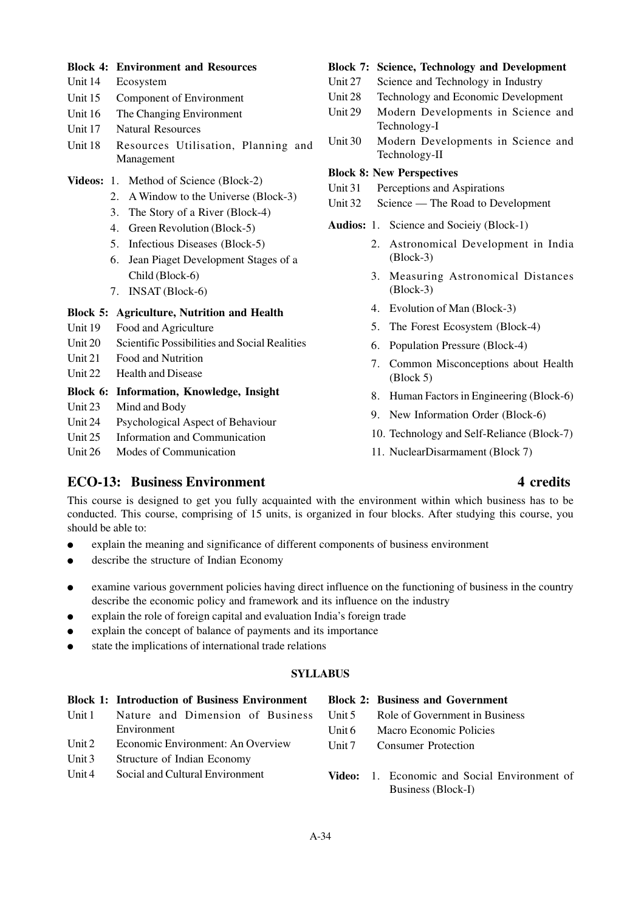**Block 4: Environment and Resources**

- Unit 14 Ecosystem
- Unit 15 Component of Environment
- Unit 16 The Changing Environment
- Unit 17 Natural Resources
- Unit 18 Resources Utilisation, Planning and Management

**Videos:**
1. Method of Science (Block-2)
2. A Window to the Universe (Block-3)
3. The Story of a River (Block-4)
4. Green Revolution (Block-5)
5. Infectious Diseases (Block-5)
6. Jean Piaget Development Stages of a Child (Block-6)
7. INSAT (Block-6)

**Block 5: Agriculture, Nutrition and Health**

- Unit 19 Food and Agriculture
- Unit 20 Scientific Possibilities and Social Realities
- Unit 21 Food and Nutrition
- Unit 22 Health and Disease

**Block 6: Information, Knowledge, Insight**

- Unit 23 Mind and Body
- Unit 24 Psychological Aspect of Behaviour
- Unit 25 Information and Communication
- Unit 26 Modes of Communication

**Block 7: Science, Technology and Development**

- Unit 27 Science and Technology in Industry
- Unit 28 Technology and Economic Development
- Unit 29 Modern Developments in Science and Technology-I
- Unit 30 Modern Developments in Science and Technology-II

**Block 8: New Perspectives**

- Unit 31 Perceptions and Aspirations
- Unit 32 Science — The Road to Development

**Audios:**
1. Science and Socieiy (Block-1)
2. Astronomical Development in India (Block-3)
3. Measuring Astronomical Distances (Block-3)
4. Evolution of Man (Block-3)
5. The Forest Ecosystem (Block-4)
6. Population Pressure (Block-4)
7. Common Misconceptions about Health (Block 5)
8. Human Factors in Engineering (Block-6)
9. New Information Order (Block-6)
10. Technology and Self-Reliance (Block-7)
11. NuclearDisarmament (Block 7)

## ECO-13: Business Environment — 4 credits

This course is designed to get you fully acquainted with the environment within which business has to be conducted. This course, comprising of 15 units, is organized in four blocks. After studying this course, you should be able to:

- explain the meaning and significance of different components of business environment
- describe the structure of Indian Economy
- examine various government policies having direct influence on the functioning of business in the country describe the economic policy and framework and its influence on the industry
- explain the role of foreign capital and evaluation India's foreign trade
- explain the concept of balance of payments and its importance
- state the implications of international trade relations

### SYLLABUS

**Block 1: Introduction of Business Environment**

- Unit 1 Nature and Dimension of Business Environment
- Unit 2 Economic Environment: An Overview
- Unit 3 Structure of Indian Economy
- Unit 4 Social and Cultural Environment

**Block 2: Business and Government**

- Unit 5 Role of Government in Business
- Unit 6 Macro Economic Policies
- Unit 7 Consumer Protection

**Video:**
1. Economic and Social Environment of Business (Block-I)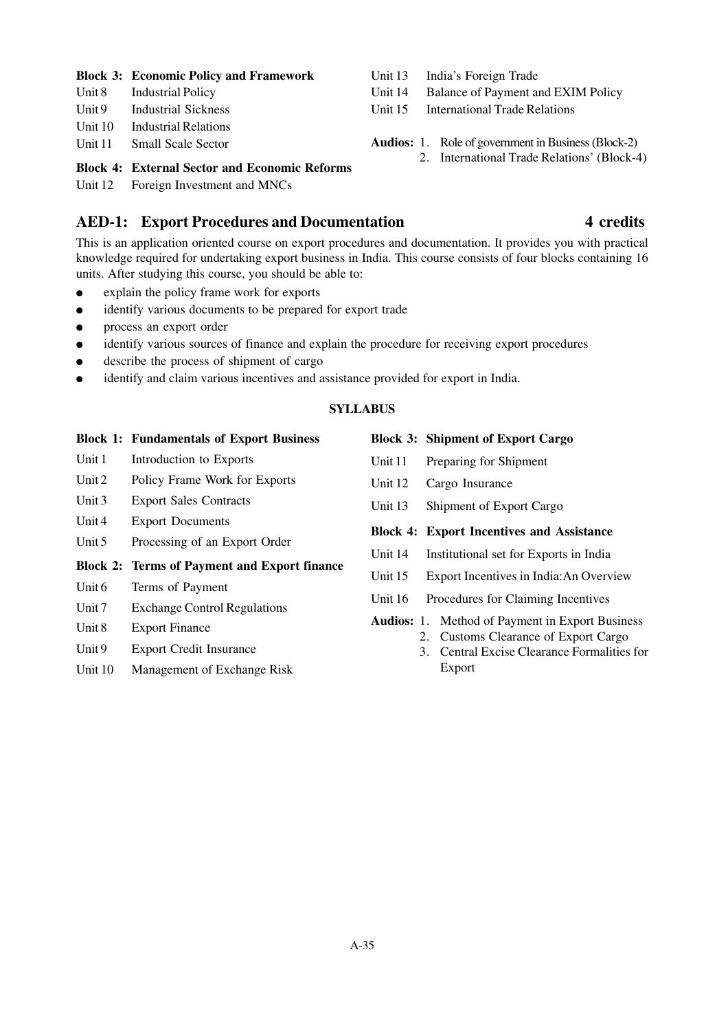**Block 3: Economic Policy and Framework**

Unit 8 Industrial Policy

Unit 9 Industrial Sickness

Unit 10 Industrial Relations

Unit 11 Small Scale Sector

**Block 4: External Sector and Economic Reforms**

Unit 12 Foreign Investment and MNCs

Unit 13 India's Foreign Trade

Unit 14 Balance of Payment and EXIM Policy

Unit 15 International Trade Relations

**Audios:** 1. Role of government in Business (Block-2)
2. International Trade Relations' (Block-4)

## AED-1: Export Procedures and Documentation 4 credits

This is an application oriented course on export procedures and documentation. It provides you with practical knowledge required for undertaking export business in India. This course consists of four blocks containing 16 units. After studying this course, you should be able to:

- explain the policy frame work for exports
- identify various documents to be prepared for export trade
- process an export order
- identify various sources of finance and explain the procedure for receiving export procedures
- describe the process of shipment of cargo
- identify and claim various incentives and assistance provided for export in India.

**SYLLABUS**

**Block 1: Fundamentals of Export Business**

Unit 1 Introduction to Exports

Unit 2 Policy Frame Work for Exports

Unit 3 Export Sales Contracts

Unit 4 Export Documents

Unit 5 Processing of an Export Order

**Block 2: Terms of Payment and Export finance**

Unit 6 Terms of Payment

Unit 7 Exchange Control Regulations

Unit 8 Export Finance

Unit 9 Export Credit Insurance

Unit 10 Management of Exchange Risk

**Block 3: Shipment of Export Cargo**

Unit 11 Preparing for Shipment

Unit 12 Cargo Insurance

Unit 13 Shipment of Export Cargo

**Block 4: Export Incentives and Assistance**

Unit 14 Institutional set for Exports in India

Unit 15 Export Incentives in India:An Overview

Unit 16 Procedures for Claiming Incentives

**Audios:** 1. Method of Payment in Export Business
2. Customs Clearance of Export Cargo
3. Central Excise Clearance Formalities for Export